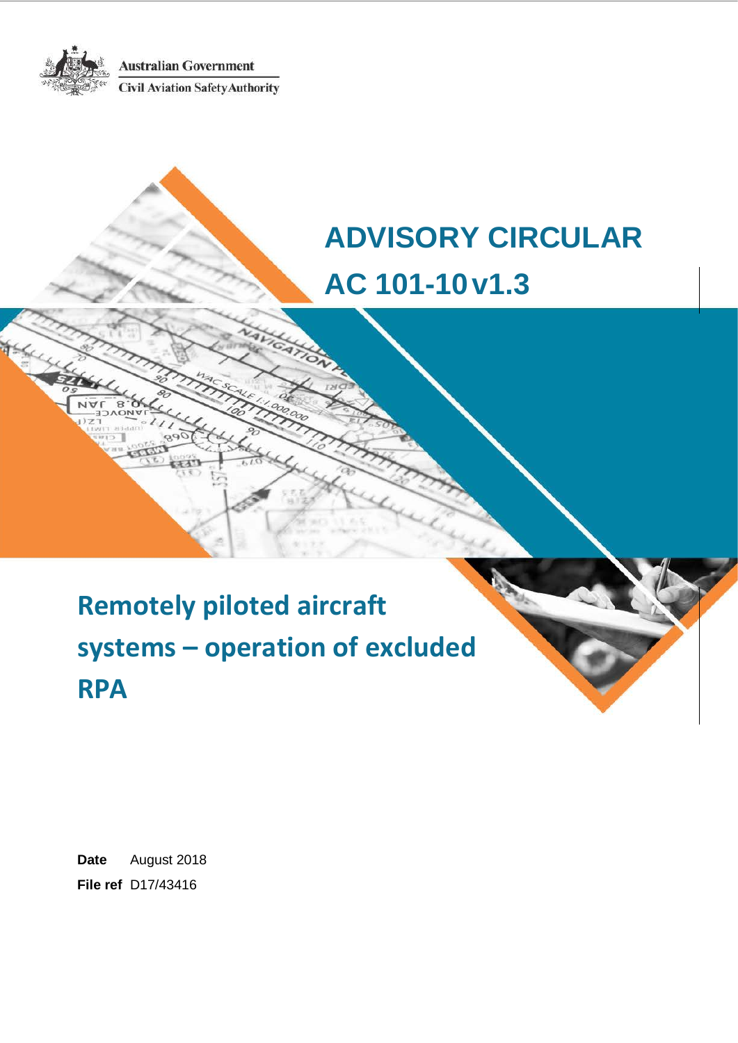Australian Government

Civil Aviation Safety Authority

# ADVISORY CIRCULAR

# AC 101-10 v1.3

## Remotely piloted aircraft systems – operation of excluded RPA

**Date** August 2018

**File ref** D17/43416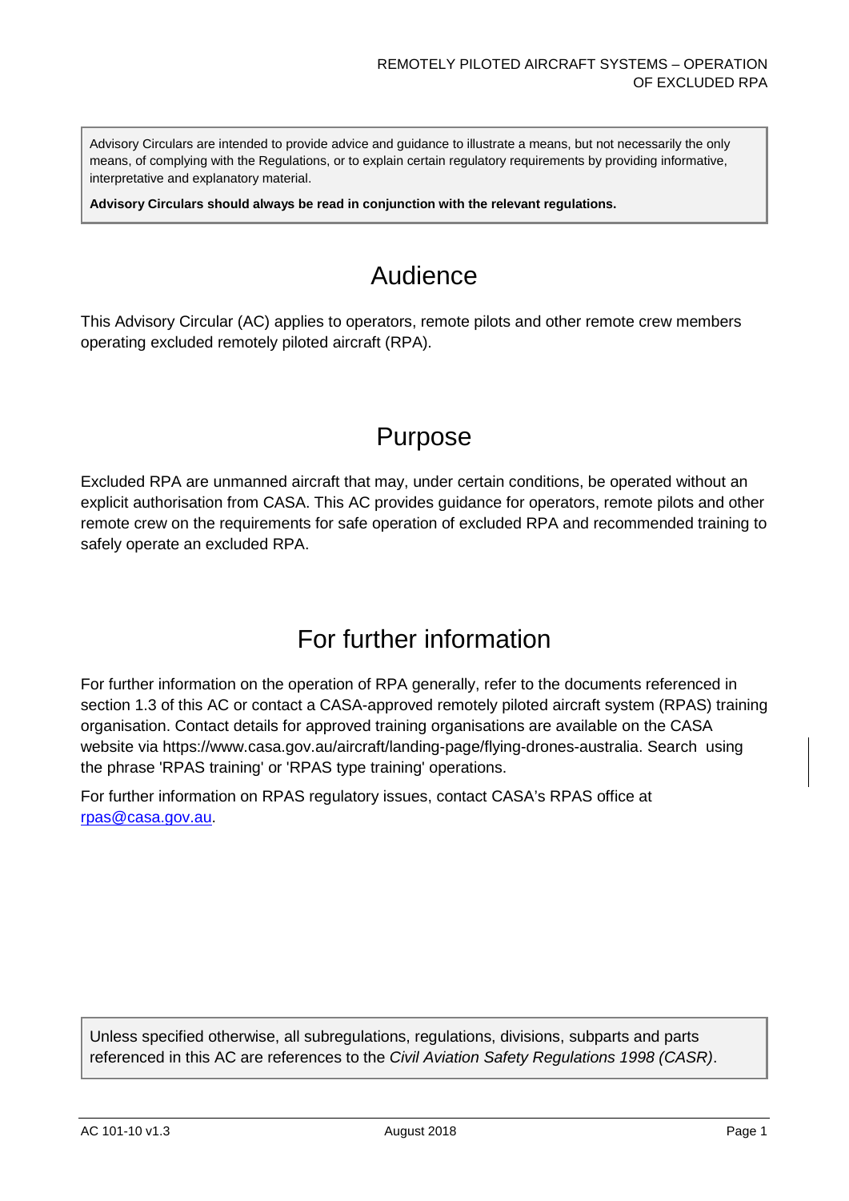Advisory Circulars are intended to provide advice and guidance to illustrate a means, but not necessarily the only means, of complying with the Regulations, or to explain certain regulatory requirements by providing informative, interpretative and explanatory material.

**Advisory Circulars should always be read in conjunction with the relevant regulations.**

# Audience

This Advisory Circular (AC) applies to operators, remote pilots and other remote crew members operating excluded remotely piloted aircraft (RPA).

# Purpose

Excluded RPA are unmanned aircraft that may, under certain conditions, be operated without an explicit authorisation from CASA. This AC provides guidance for operators, remote pilots and other remote crew on the requirements for safe operation of excluded RPA and recommended training to safely operate an excluded RPA.

# For further information

For further information on the operation of RPA generally, refer to the documents referenced in section 1.3 of this AC or contact a CASA-approved remotely piloted aircraft system (RPAS) training organisation. Contact details for approved training organisations are available on the CASA website via https://www.casa.gov.au/aircraft/landing-page/flying-drones-australia. Search using the phrase 'RPAS training' or 'RPAS type training' operations.

For further information on RPAS regulatory issues, contact CASA's RPAS office at [rpas@casa.gov.au](mailto:rpas@casa.gov.au).

Unless specified otherwise, all subregulations, regulations, divisions, subparts and parts referenced in this AC are references to the *Civil Aviation Safety Regulations 1998 (CASR)*.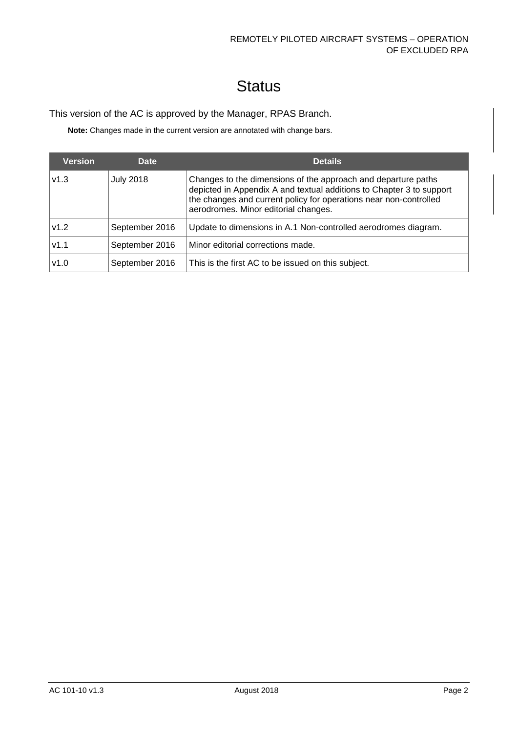# Status

This version of the AC is approved by the Manager, RPAS Branch.

**Note:** Changes made in the current version are annotated with change bars.

| Version | Date | Details |
| --- | --- | --- |
| v1.3 | July 2018 | Changes to the dimensions of the approach and departure paths depicted in Appendix A and textual additions to Chapter 3 to support the changes and current policy for operations near non-controlled aerodromes. Minor editorial changes. |
| v1.2 | September 2016 | Update to dimensions in A.1 Non-controlled aerodromes diagram. |
| v1.1 | September 2016 | Minor editorial corrections made. |
| v1.0 | September 2016 | This is the first AC to be issued on this subject. |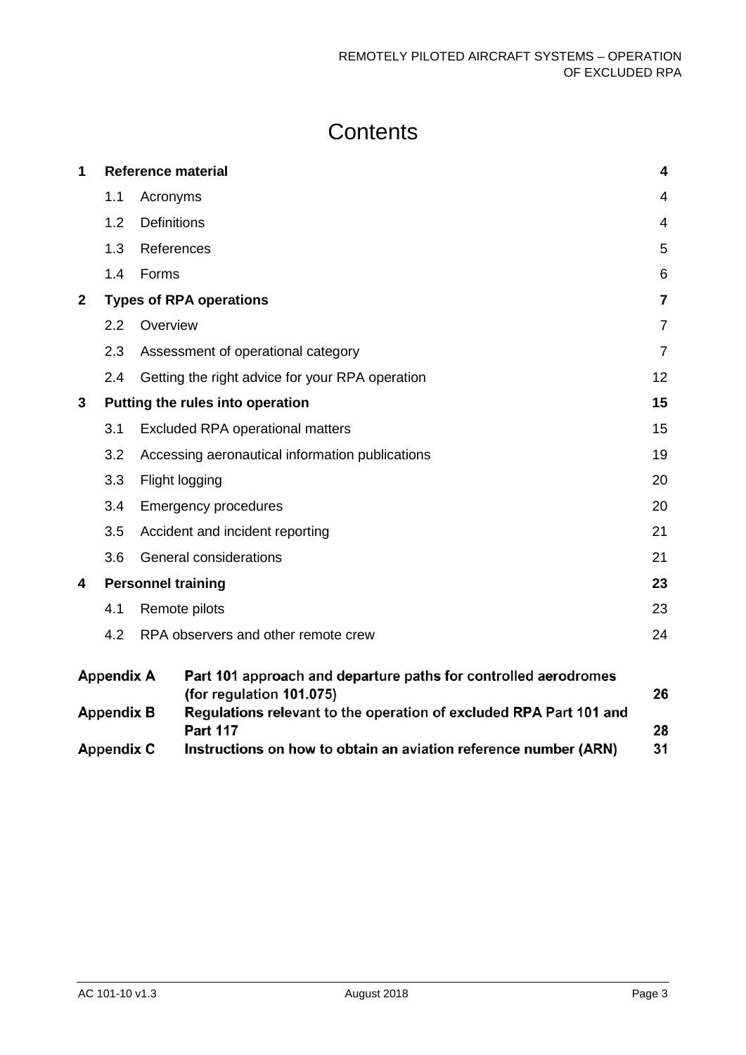# Contents

| | | | |
|---|---|---|---|
| **1** | **Reference material** | | **4** |
| | 1.1 | Acronyms | 4 |
| | 1.2 | Definitions | 4 |
| | 1.3 | References | 5 |
| | 1.4 | Forms | 6 |
| **2** | **Types of RPA operations** | | **7** |
| | 2.2 | Overview | 7 |
| | 2.3 | Assessment of operational category | 7 |
| | 2.4 | Getting the right advice for your RPA operation | 12 |
| **3** | **Putting the rules into operation** | | **15** |
| | 3.1 | Excluded RPA operational matters | 15 |
| | 3.2 | Accessing aeronautical information publications | 19 |
| | 3.3 | Flight logging | 20 |
| | 3.4 | Emergency procedures | 20 |
| | 3.5 | Accident and incident reporting | 21 |
| | 3.6 | General considerations | 21 |
| **4** | **Personnel training** | | **23** |
| | 4.1 | Remote pilots | 23 |
| | 4.2 | RPA observers and other remote crew | 24 |

| | | |
|---|---|---|
| **Appendix A** | **Part 101 approach and departure paths for controlled aerodromes (for regulation 101.075)** | **26** |
| **Appendix B** | **Regulations relevant to the operation of excluded RPA Part 101 and Part 117** | **28** |
| **Appendix C** | **Instructions on how to obtain an aviation reference number (ARN)** | **31** |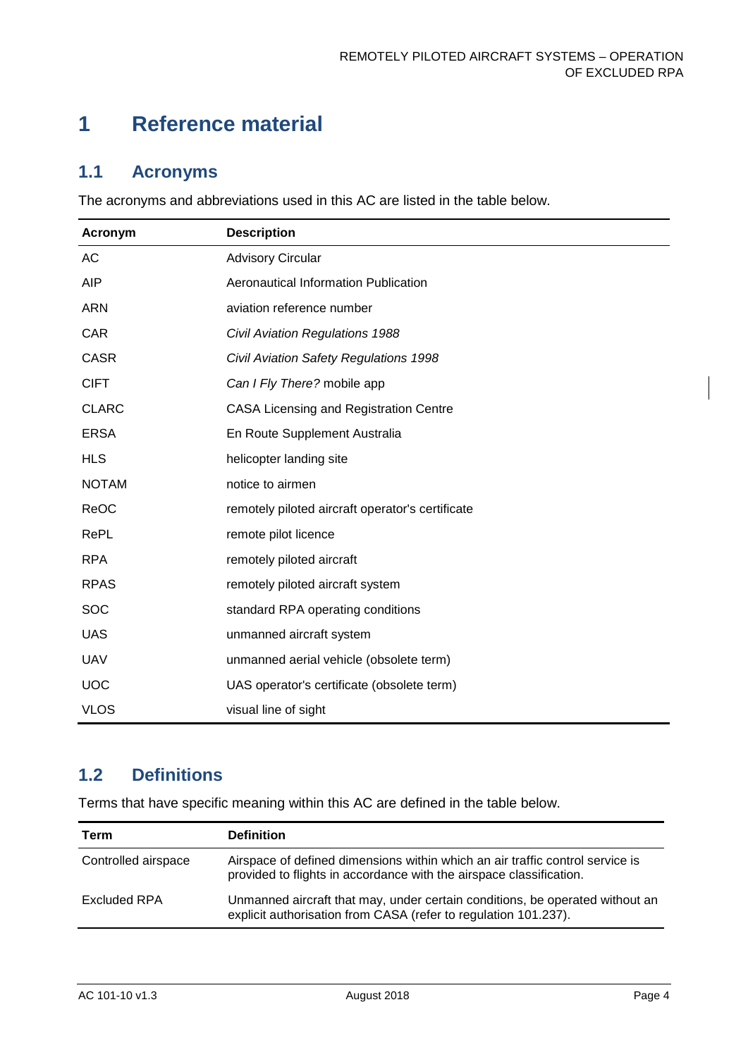# 1 Reference material

## 1.1 Acronyms

The acronyms and abbreviations used in this AC are listed in the table below.

| Acronym | Description |
| --- | --- |
| AC | Advisory Circular |
| AIP | Aeronautical Information Publication |
| ARN | aviation reference number |
| CAR | *Civil Aviation Regulations 1988* |
| CASR | *Civil Aviation Safety Regulations 1998* |
| CIFT | *Can I Fly There?* mobile app |
| CLARC | CASA Licensing and Registration Centre |
| ERSA | En Route Supplement Australia |
| HLS | helicopter landing site |
| NOTAM | notice to airmen |
| ReOC | remotely piloted aircraft operator's certificate |
| RePL | remote pilot licence |
| RPA | remotely piloted aircraft |
| RPAS | remotely piloted aircraft system |
| SOC | standard RPA operating conditions |
| UAS | unmanned aircraft system |
| UAV | unmanned aerial vehicle (obsolete term) |
| UOC | UAS operator's certificate (obsolete term) |
| VLOS | visual line of sight |

## 1.2 Definitions

Terms that have specific meaning within this AC are defined in the table below.

| Term | Definition |
| --- | --- |
| Controlled airspace | Airspace of defined dimensions within which an air traffic control service is provided to flights in accordance with the airspace classification. |
| Excluded RPA | Unmanned aircraft that may, under certain conditions, be operated without an explicit authorisation from CASA (refer to regulation 101.237). |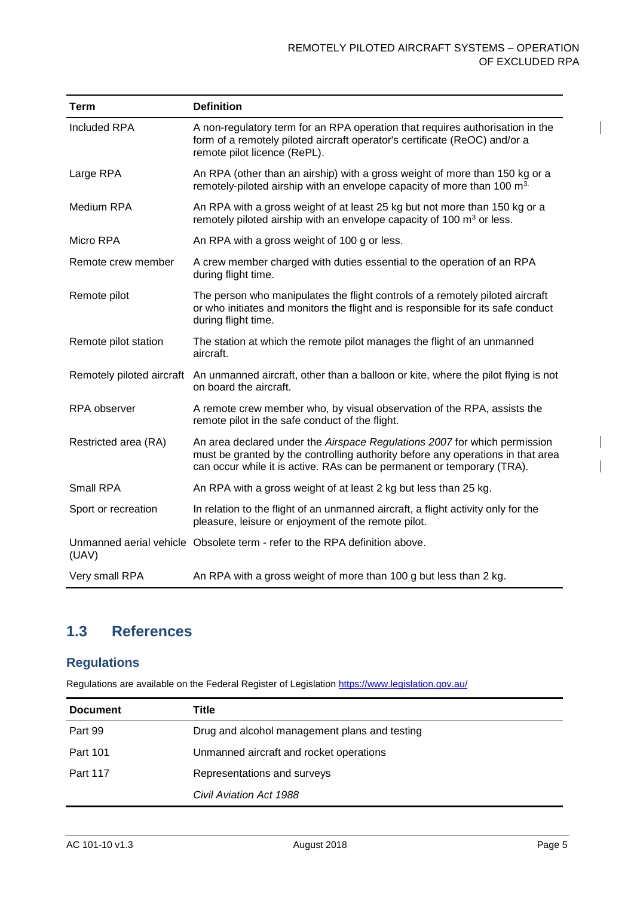| Term | Definition |
| --- | --- |
| Included RPA | A non-regulatory term for an RPA operation that requires authorisation in the form of a remotely piloted aircraft operator's certificate (ReOC) and/or a remote pilot licence (RePL). |
| Large RPA | An RPA (other than an airship) with a gross weight of more than 150 kg or a remotely-piloted airship with an envelope capacity of more than 100 $m^3$. |
| Medium RPA | An RPA with a gross weight of at least 25 kg but not more than 150 kg or a remotely piloted airship with an envelope capacity of 100 $m^3$ or less. |
| Micro RPA | An RPA with a gross weight of 100 g or less. |
| Remote crew member | A crew member charged with duties essential to the operation of an RPA during flight time. |
| Remote pilot | The person who manipulates the flight controls of a remotely piloted aircraft or who initiates and monitors the flight and is responsible for its safe conduct during flight time. |
| Remote pilot station | The station at which the remote pilot manages the flight of an unmanned aircraft. |
| Remotely piloted aircraft | An unmanned aircraft, other than a balloon or kite, where the pilot flying is not on board the aircraft. |
| RPA observer | A remote crew member who, by visual observation of the RPA, assists the remote pilot in the safe conduct of the flight. |
| Restricted area (RA) | An area declared under the *Airspace Regulations 2007* for which permission must be granted by the controlling authority before any operations in that area can occur while it is active. RAs can be permanent or temporary (TRA). |
| Small RPA | An RPA with a gross weight of at least 2 kg but less than 25 kg. |
| Sport or recreation | In relation to the flight of an unmanned aircraft, a flight activity only for the pleasure, leisure or enjoyment of the remote pilot. |
| Unmanned aerial vehicle (UAV) | Obsolete term - refer to the RPA definition above. |
| Very small RPA | An RPA with a gross weight of more than 100 g but less than 2 kg. |

## 1.3 References

### Regulations

Regulations are available on the Federal Register of Legislation https://www.legislation.gov.au/

| Document | Title |
| --- | --- |
| Part 99 | Drug and alcohol management plans and testing |
| Part 101 | Unmanned aircraft and rocket operations |
| Part 117 | Representations and surveys |
| | *Civil Aviation Act 1988* |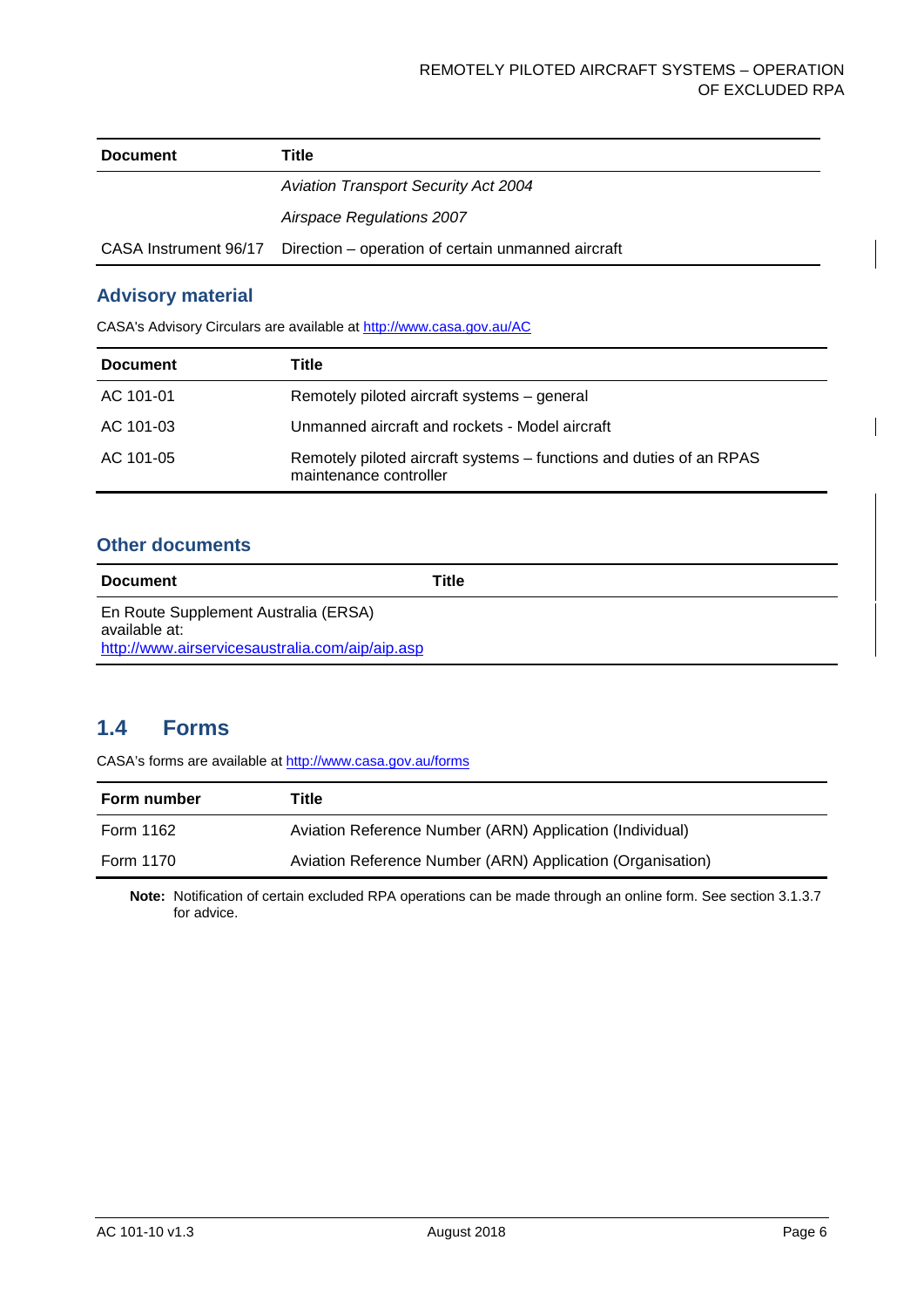| Document | Title |
| --- | --- |
| | *Aviation Transport Security Act 2004* |
| | *Airspace Regulations 2007* |
| CASA Instrument 96/17 | Direction – operation of certain unmanned aircraft |

### Advisory material

CASA's Advisory Circulars are available at http://www.casa.gov.au/AC

| Document | Title |
| --- | --- |
| AC 101-01 | Remotely piloted aircraft systems – general |
| AC 101-03 | Unmanned aircraft and rockets - Model aircraft |
| AC 101-05 | Remotely piloted aircraft systems – functions and duties of an RPAS maintenance controller |

### Other documents

| Document | Title |
| --- | --- |
| En Route Supplement Australia (ERSA) available at: http://www.airservicesaustralia.com/aip/aip.asp | |

## 1.4 Forms

CASA's forms are available at http://www.casa.gov.au/forms

| Form number | Title |
| --- | --- |
| Form 1162 | Aviation Reference Number (ARN) Application (Individual) |
| Form 1170 | Aviation Reference Number (ARN) Application (Organisation) |

**Note:** Notification of certain excluded RPA operations can be made through an online form. See section 3.1.3.7 for advice.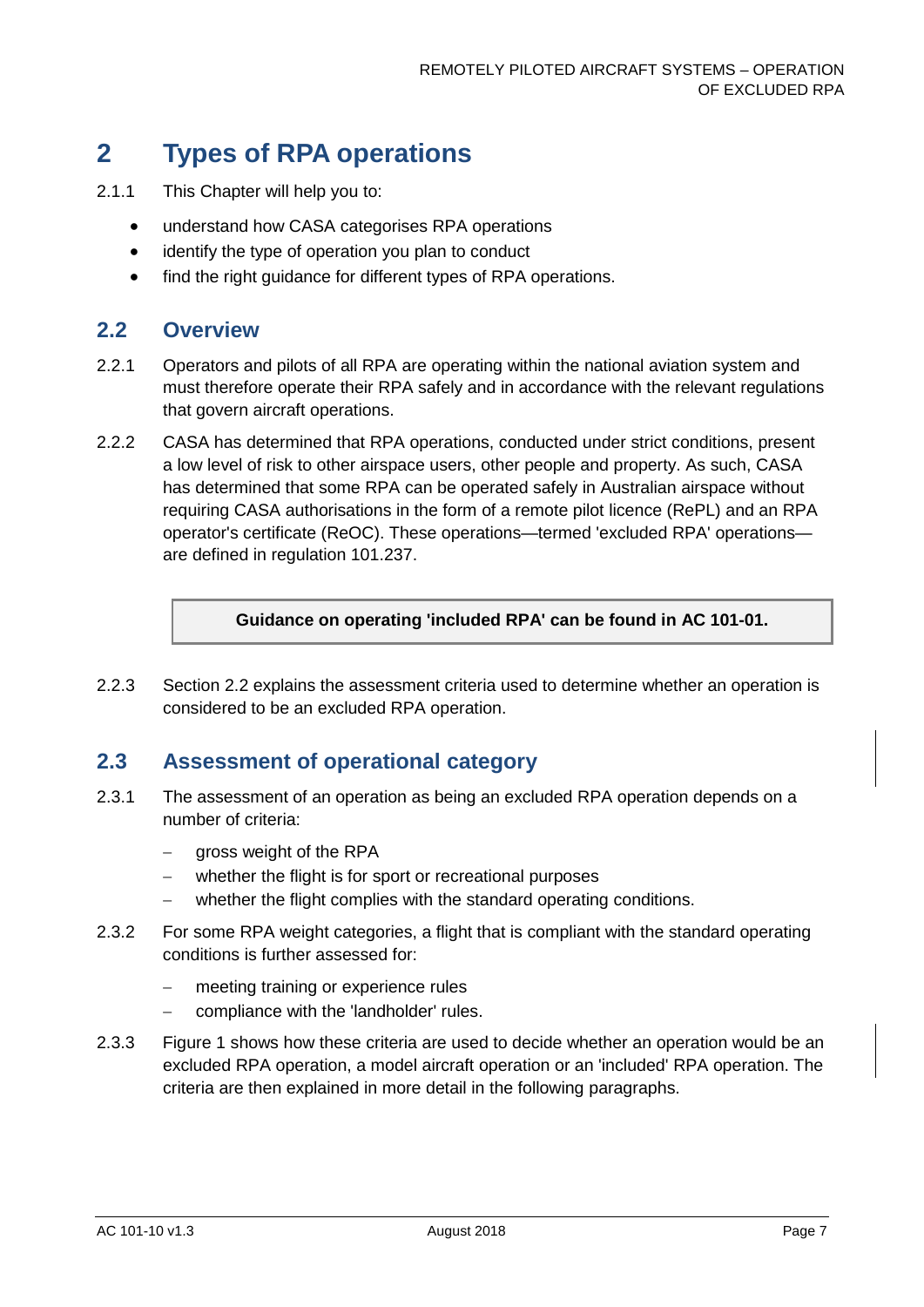# 2 Types of RPA operations

2.1.1 This Chapter will help you to:

- understand how CASA categorises RPA operations
- identify the type of operation you plan to conduct
- find the right guidance for different types of RPA operations.

## 2.2 Overview

2.2.1 Operators and pilots of all RPA are operating within the national aviation system and must therefore operate their RPA safely and in accordance with the relevant regulations that govern aircraft operations.

2.2.2 CASA has determined that RPA operations, conducted under strict conditions, present a low level of risk to other airspace users, other people and property. As such, CASA has determined that some RPA can be operated safely in Australian airspace without requiring CASA authorisations in the form of a remote pilot licence (RePL) and an RPA operator's certificate (ReOC). These operations—termed 'excluded RPA' operations—are defined in regulation 101.237.

**Guidance on operating 'included RPA' can be found in AC 101-01.**

2.2.3 Section 2.2 explains the assessment criteria used to determine whether an operation is considered to be an excluded RPA operation.

## 2.3 Assessment of operational category

2.3.1 The assessment of an operation as being an excluded RPA operation depends on a number of criteria:

- gross weight of the RPA
- whether the flight is for sport or recreational purposes
- whether the flight complies with the standard operating conditions.

2.3.2 For some RPA weight categories, a flight that is compliant with the standard operating conditions is further assessed for:

- meeting training or experience rules
- compliance with the 'landholder' rules.

2.3.3 Figure 1 shows how these criteria are used to decide whether an operation would be an excluded RPA operation, a model aircraft operation or an 'included' RPA operation. The criteria are then explained in more detail in the following paragraphs.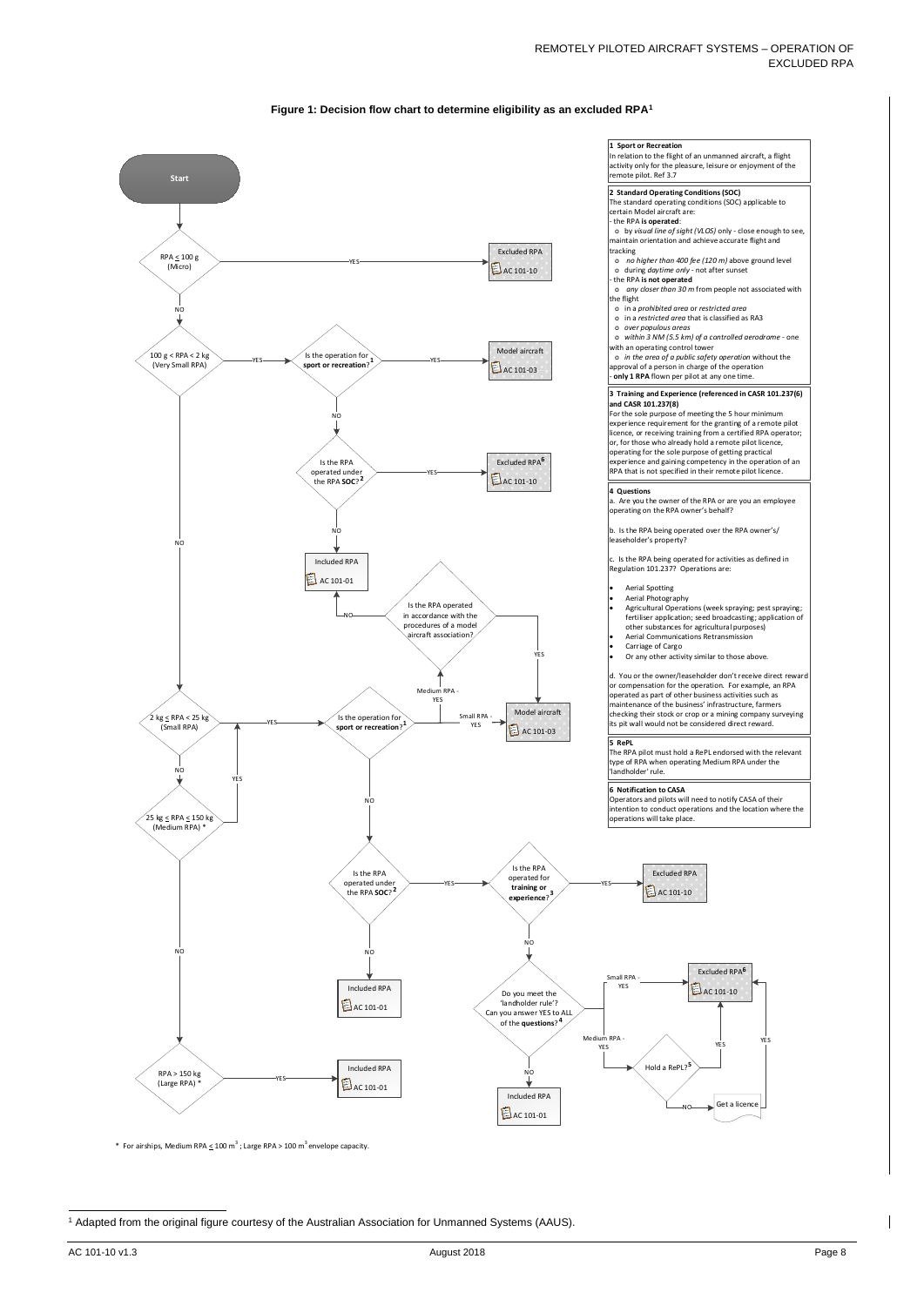**Figure 1: Decision flow chart to determine eligibility as an excluded RPA[1]**

Start

- RPA ≤ 100 g (Micro) — YES → Excluded RPA (AC 101-10)
- NO ↓
- 100 g < RPA < 2 kg (Very Small RPA) — YES → Is the operation for sport or recreation?[1]
  - YES → Model aircraft (AC 101-03)
  - NO → Is the RPA operated under the RPA SOC?[2]
    - YES → Excluded RPA[6] (AC 101-10)
    - NO → Included RPA (AC 101-01)
- NO ↓
- 2 kg ≤ RPA < 25 kg (Small RPA) — YES → Is the operation for sport or recreation?[1]
  - Small RPA - YES → Model aircraft (AC 101-03)
  - Medium RPA - YES → Is the RPA operated in accordance with the procedures of a model aircraft association?
    - YES → Model aircraft (AC 101-03)
    - NO → Included RPA (AC 101-01)
  - NO → Is the RPA operated under the RPA SOC?[2]
    - YES → Is the RPA operated for training or experience?[3]
      - YES → Excluded RPA (AC 101-10)
      - NO → Do you meet the 'landholder rule'? Can you answer YES to ALL of the questions?[4]
        - Small RPA - YES → Excluded RPA[6] (AC 101-10)
        - Medium RPA - YES → Hold a RePL?[5]
          - YES → Excluded RPA[6] (AC 101-10)
          - NO → Get a licence → Excluded RPA[6] (AC 101-10)
        - NO → Included RPA (AC 101-01)
    - NO → Included RPA (AC 101-01)
- NO ↓
- 25 kg ≤ RPA ≤ 150 kg (Medium RPA) * — YES → Is the operation for sport or recreation?[1] (as above)
- NO ↓
- RPA > 150 kg (Large RPA) * — YES → Included RPA (AC 101-01)

**1 Sport or Recreation**
In relation to the flight of an unmanned aircraft, a flight activity only for the pleasure, leisure or enjoyment of the remote pilot. Ref 3.7

**2 Standard Operating Conditions (SOC)**
The standard operating conditions (SOC) applicable to certain Model aircraft are:
- the RPA **is operated**:
  - by *visual line of sight (VLOS)* only - close enough to see, maintain orientation and achieve accurate flight and tracking
  - *no higher than 400 fee (120 m)* above ground level
  - during *daytime only* - not after sunset
- the RPA **is not operated**
  - *any closer than 30 m* from people not associated with the flight
  - in a *prohibited area* or *restricted area*
  - in a *restricted area* that is classified as RA3
  - *over populous areas*
  - *within 3 NM (5.5 km) of a controlled aerodrome* - one with an operating control tower
  - *in the area of a public safety operation* without the approval of a person in charge of the operation
- **only 1 RPA** flown per pilot at any one time.

**3 Training and Experience (referenced in CASR 101.237(6) and CASR 101.237(8)**
For the sole purpose of meeting the 5 hour minimum experience requirement for the granting of a remote pilot licence, or receiving training from a certified RPA operator; or, for those who already hold a remote pilot licence, operating for the sole purpose of getting practical experience and gaining competency in the operation of an RPA that is not specified in their remote pilot licence.

**4 Questions**
a. Are you the owner of the RPA or are you an employee operating on the RPA owner's behalf?

b. Is the RPA being operated over the RPA owner's/ leaseholder's property?

c. Is the RPA being operated for activities as defined in Regulation 101.237? Operations are:

- Aerial Spotting
- Aerial Photography
- Agricultural Operations (week spraying; pest spraying; fertiliser application; seed broadcasting; application of other substances for agricultural purposes)
- Aerial Communications Retransmission
- Carriage of Cargo
- Or any other activity similar to those above.

d. You or the owner/leaseholder don't receive direct reward or compensation for the operation. For example, an RPA operated as part of other business activities such as maintenance of the business' infrastructure, farmers checking their stock or crop or a mining company surveying its pit wall would not be considered direct reward.

**5 RePL**
The RPA pilot must hold a RePL endorsed with the relevant type of RPA when operating Medium RPA under the 'landholder' rule.

**6 Notification to CASA**
Operators and pilots will need to notify CASA of their intention to conduct operations and the location where the operations will take place.

\* For airships, Medium RPA ≤ 100 $m^3$ ; Large RPA > 100 $m^3$ envelope capacity.

---

[1] Adapted from the original figure courtesy of the Australian Association for Unmanned Systems (AAUS).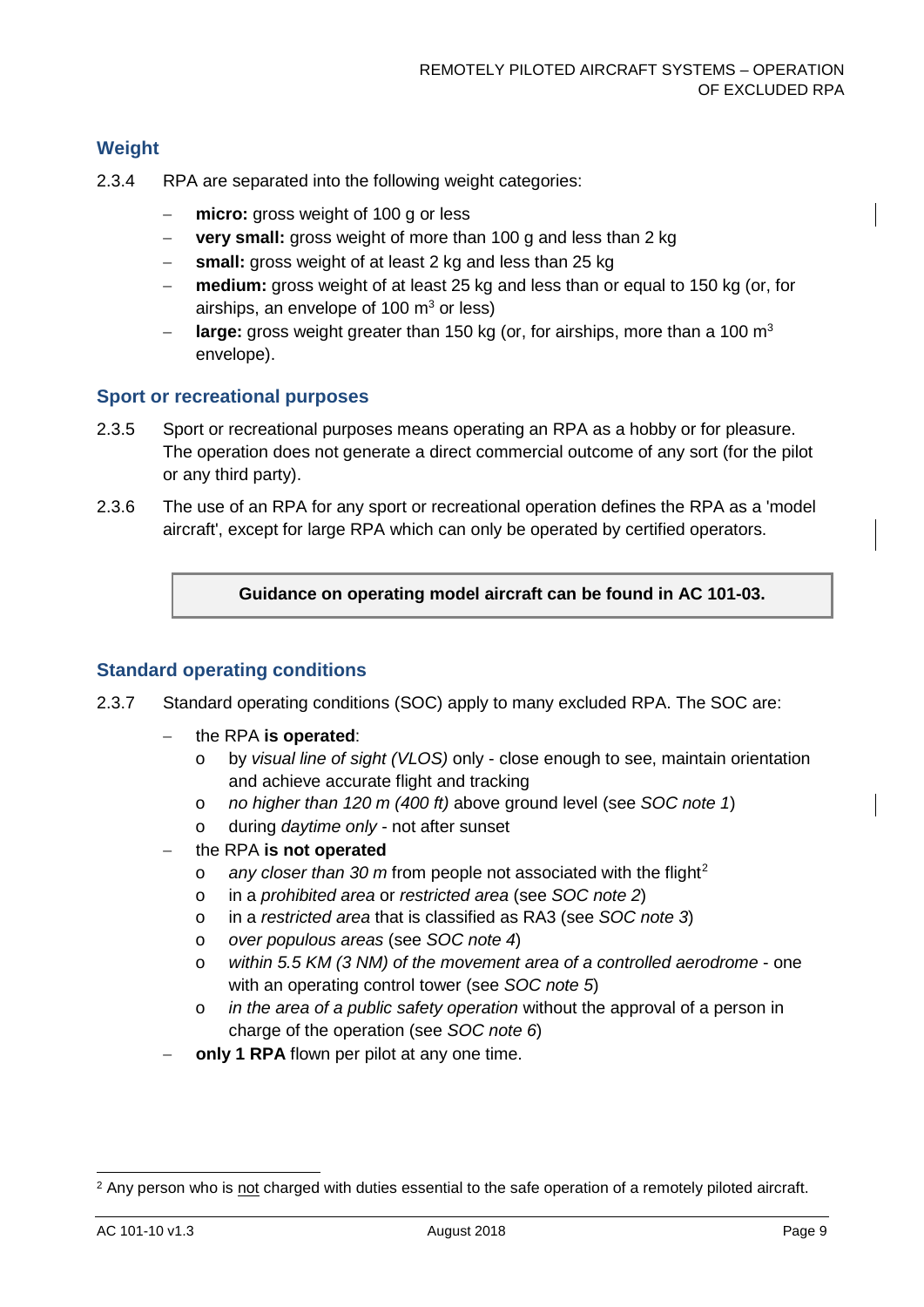## Weight

2.3.4 RPA are separated into the following weight categories:

- **micro:** gross weight of 100 g or less
- **very small:** gross weight of more than 100 g and less than 2 kg
- **small:** gross weight of at least 2 kg and less than 25 kg
- **medium:** gross weight of at least 25 kg and less than or equal to 150 kg (or, for airships, an envelope of 100 $m^3$ or less)
- **large:** gross weight greater than 150 kg (or, for airships, more than a 100 $m^3$ envelope).

## Sport or recreational purposes

2.3.5 Sport or recreational purposes means operating an RPA as a hobby or for pleasure. The operation does not generate a direct commercial outcome of any sort (for the pilot or any third party).

2.3.6 The use of an RPA for any sport or recreational operation defines the RPA as a 'model aircraft', except for large RPA which can only be operated by certified operators.

> **Guidance on operating model aircraft can be found in AC 101-03.**

## Standard operating conditions

2.3.7 Standard operating conditions (SOC) apply to many excluded RPA. The SOC are:

- the RPA **is operated**:
  - by *visual line of sight (VLOS)* only - close enough to see, maintain orientation and achieve accurate flight and tracking
  - *no higher than 120 m (400 ft)* above ground level (see *SOC note 1*)
  - during *daytime only* - not after sunset
- the RPA **is not operated**
  - *any closer than 30 m* from people not associated with the flight[2]
  - in a *prohibited area* or *restricted area* (see *SOC note 2*)
  - in a *restricted area* that is classified as RA3 (see *SOC note 3*)
  - *over populous areas* (see *SOC note 4*)
  - *within 5.5 KM (3 NM) of the movement area of a controlled aerodrome* - one with an operating control tower (see *SOC note 5*)
  - *in the area of a public safety operation* without the approval of a person in charge of the operation (see *SOC note 6*)
- **only 1 RPA** flown per pilot at any one time.

[2] Any person who is not charged with duties essential to the safe operation of a remotely piloted aircraft.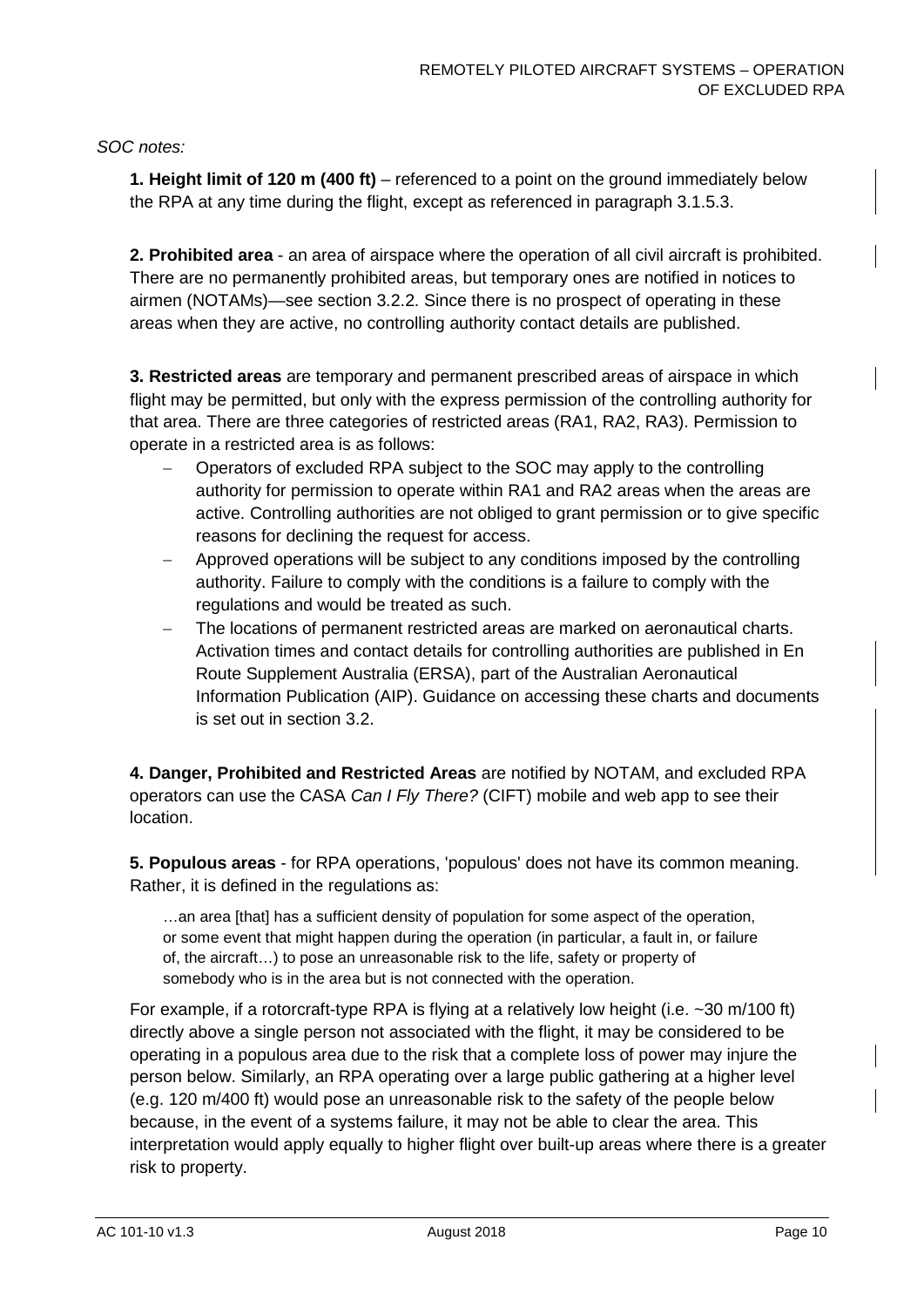*SOC notes:*

**1. Height limit of 120 m (400 ft)** – referenced to a point on the ground immediately below the RPA at any time during the flight, except as referenced in paragraph 3.1.5.3.

**2. Prohibited area** - an area of airspace where the operation of all civil aircraft is prohibited. There are no permanently prohibited areas, but temporary ones are notified in notices to airmen (NOTAMs)—see section 3.2.2. Since there is no prospect of operating in these areas when they are active, no controlling authority contact details are published.

**3. Restricted areas** are temporary and permanent prescribed areas of airspace in which flight may be permitted, but only with the express permission of the controlling authority for that area. There are three categories of restricted areas (RA1, RA2, RA3). Permission to operate in a restricted area is as follows:

- Operators of excluded RPA subject to the SOC may apply to the controlling authority for permission to operate within RA1 and RA2 areas when the areas are active. Controlling authorities are not obliged to grant permission or to give specific reasons for declining the request for access.
- Approved operations will be subject to any conditions imposed by the controlling authority. Failure to comply with the conditions is a failure to comply with the regulations and would be treated as such.
- The locations of permanent restricted areas are marked on aeronautical charts. Activation times and contact details for controlling authorities are published in En Route Supplement Australia (ERSA), part of the Australian Aeronautical Information Publication (AIP). Guidance on accessing these charts and documents is set out in section 3.2.

**4. Danger, Prohibited and Restricted Areas** are notified by NOTAM, and excluded RPA operators can use the CASA *Can I Fly There?* (CIFT) mobile and web app to see their location.

**5. Populous areas** - for RPA operations, 'populous' does not have its common meaning. Rather, it is defined in the regulations as:

> …an area [that] has a sufficient density of population for some aspect of the operation, or some event that might happen during the operation (in particular, a fault in, or failure of, the aircraft…) to pose an unreasonable risk to the life, safety or property of somebody who is in the area but is not connected with the operation.

For example, if a rotorcraft-type RPA is flying at a relatively low height (i.e. ~30 m/100 ft) directly above a single person not associated with the flight, it may be considered to be operating in a populous area due to the risk that a complete loss of power may injure the person below. Similarly, an RPA operating over a large public gathering at a higher level (e.g. 120 m/400 ft) would pose an unreasonable risk to the safety of the people below because, in the event of a systems failure, it may not be able to clear the area. This interpretation would apply equally to higher flight over built-up areas where there is a greater risk to property.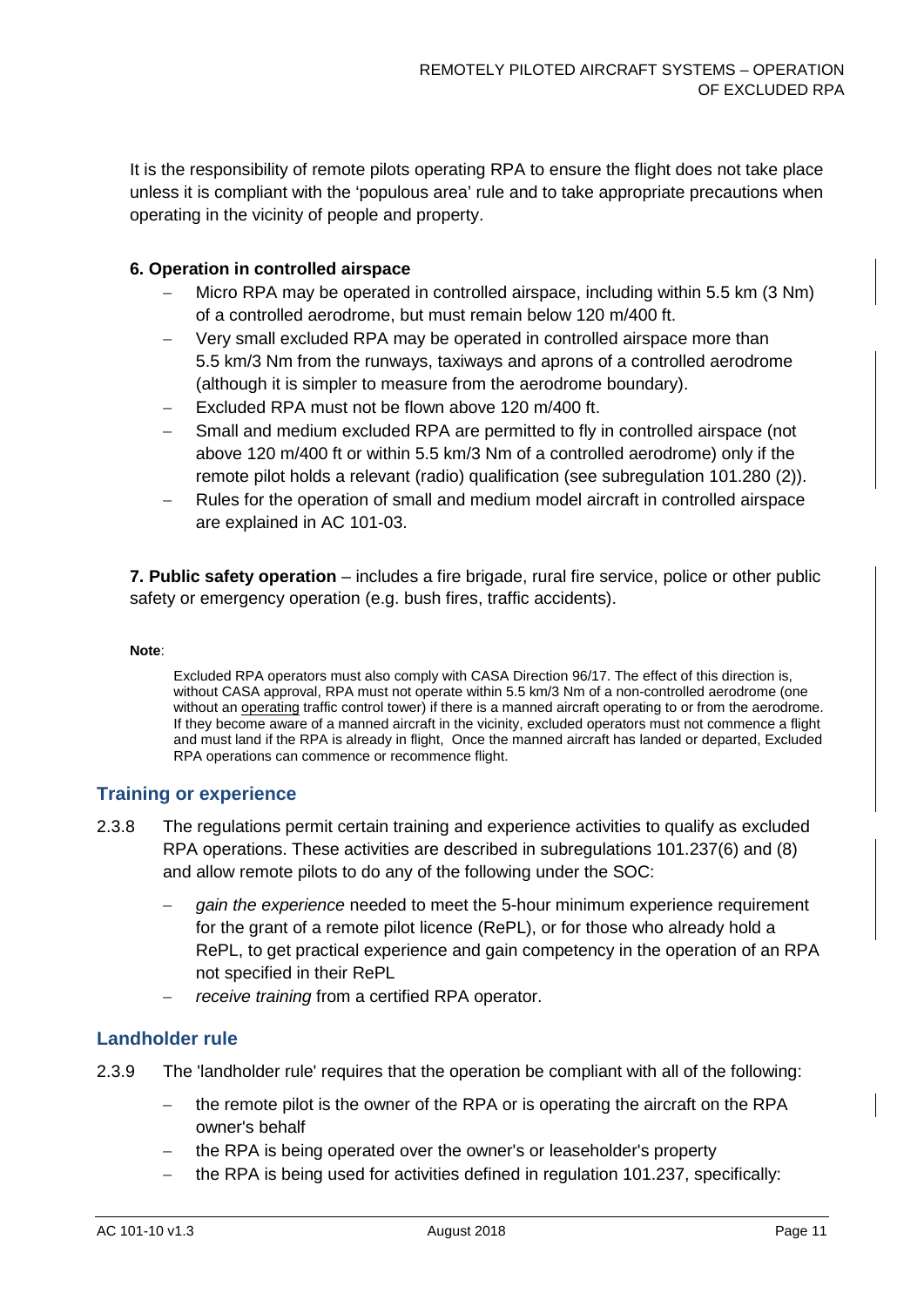It is the responsibility of remote pilots operating RPA to ensure the flight does not take place unless it is compliant with the 'populous area' rule and to take appropriate precautions when operating in the vicinity of people and property.

**6. Operation in controlled airspace**

- Micro RPA may be operated in controlled airspace, including within 5.5 km (3 Nm) of a controlled aerodrome, but must remain below 120 m/400 ft.
- Very small excluded RPA may be operated in controlled airspace more than 5.5 km/3 Nm from the runways, taxiways and aprons of a controlled aerodrome (although it is simpler to measure from the aerodrome boundary).
- Excluded RPA must not be flown above 120 m/400 ft.
- Small and medium excluded RPA are permitted to fly in controlled airspace (not above 120 m/400 ft or within 5.5 km/3 Nm of a controlled aerodrome) only if the remote pilot holds a relevant (radio) qualification (see subregulation 101.280 (2)).
- Rules for the operation of small and medium model aircraft in controlled airspace are explained in AC 101-03.

**7. Public safety operation** – includes a fire brigade, rural fire service, police or other public safety or emergency operation (e.g. bush fires, traffic accidents).

**Note**:

Excluded RPA operators must also comply with CASA Direction 96/17. The effect of this direction is, without CASA approval, RPA must not operate within 5.5 km/3 Nm of a non-controlled aerodrome (one without an operating traffic control tower) if there is a manned aircraft operating to or from the aerodrome. If they become aware of a manned aircraft in the vicinity, excluded operators must not commence a flight and must land if the RPA is already in flight, Once the manned aircraft has landed or departed, Excluded RPA operations can commence or recommence flight.

## Training or experience

2.3.8 The regulations permit certain training and experience activities to qualify as excluded RPA operations. These activities are described in subregulations 101.237(6) and (8) and allow remote pilots to do any of the following under the SOC:

- *gain the experience* needed to meet the 5-hour minimum experience requirement for the grant of a remote pilot licence (RePL), or for those who already hold a RePL, to get practical experience and gain competency in the operation of an RPA not specified in their RePL
- *receive training* from a certified RPA operator.

## Landholder rule

2.3.9 The 'landholder rule' requires that the operation be compliant with all of the following:

- the remote pilot is the owner of the RPA or is operating the aircraft on the RPA owner's behalf
- the RPA is being operated over the owner's or leaseholder's property
- the RPA is being used for activities defined in regulation 101.237, specifically: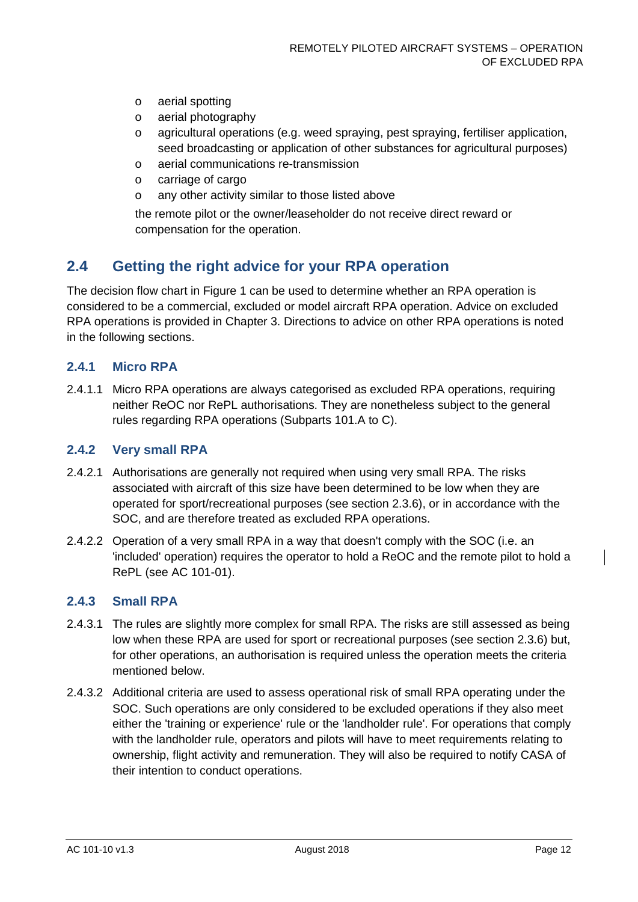- aerial spotting
- aerial photography
- agricultural operations (e.g. weed spraying, pest spraying, fertiliser application, seed broadcasting or application of other substances for agricultural purposes)
- aerial communications re-transmission
- carriage of cargo
- any other activity similar to those listed above

the remote pilot or the owner/leaseholder do not receive direct reward or compensation for the operation.

## 2.4 Getting the right advice for your RPA operation

The decision flow chart in Figure 1 can be used to determine whether an RPA operation is considered to be a commercial, excluded or model aircraft RPA operation. Advice on excluded RPA operations is provided in Chapter 3. Directions to advice on other RPA operations is noted in the following sections.

### 2.4.1 Micro RPA

2.4.1.1 Micro RPA operations are always categorised as excluded RPA operations, requiring neither ReOC nor RePL authorisations. They are nonetheless subject to the general rules regarding RPA operations (Subparts 101.A to C).

### 2.4.2 Very small RPA

2.4.2.1 Authorisations are generally not required when using very small RPA. The risks associated with aircraft of this size have been determined to be low when they are operated for sport/recreational purposes (see section 2.3.6), or in accordance with the SOC, and are therefore treated as excluded RPA operations.

2.4.2.2 Operation of a very small RPA in a way that doesn't comply with the SOC (i.e. an 'included' operation) requires the operator to hold a ReOC and the remote pilot to hold a RePL (see AC 101-01).

### 2.4.3 Small RPA

2.4.3.1 The rules are slightly more complex for small RPA. The risks are still assessed as being low when these RPA are used for sport or recreational purposes (see section 2.3.6) but, for other operations, an authorisation is required unless the operation meets the criteria mentioned below.

2.4.3.2 Additional criteria are used to assess operational risk of small RPA operating under the SOC. Such operations are only considered to be excluded operations if they also meet either the 'training or experience' rule or the 'landholder rule'. For operations that comply with the landholder rule, operators and pilots will have to meet requirements relating to ownership, flight activity and remuneration. They will also be required to notify CASA of their intention to conduct operations.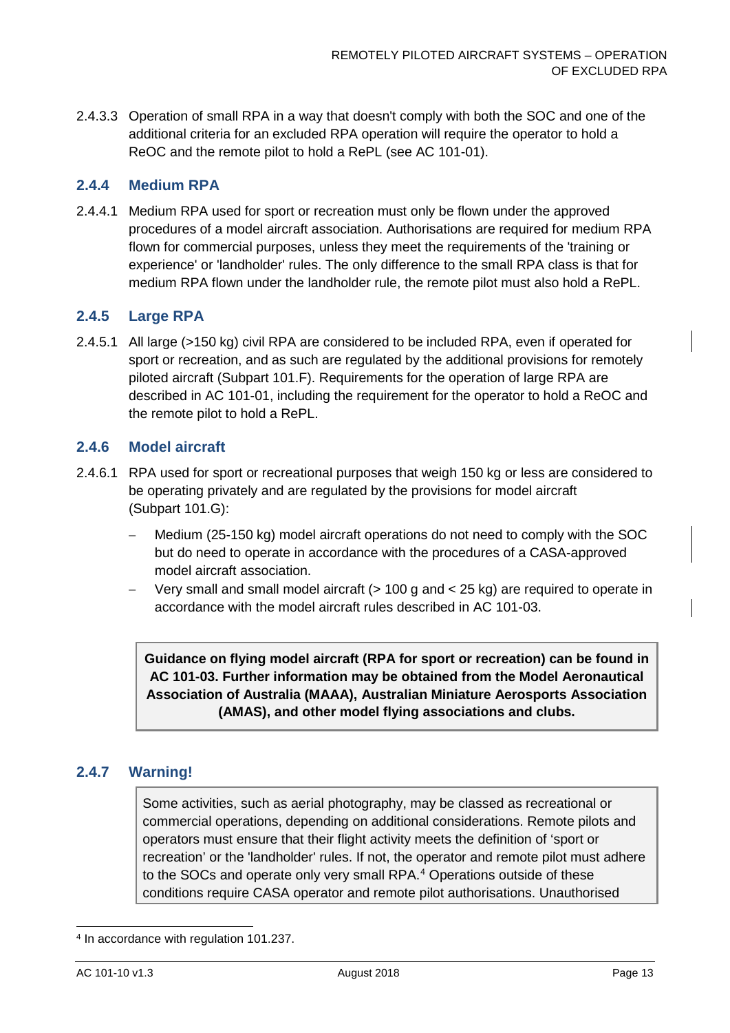2.4.3.3 Operation of small RPA in a way that doesn't comply with both the SOC and one of the additional criteria for an excluded RPA operation will require the operator to hold a ReOC and the remote pilot to hold a RePL (see AC 101-01).

### 2.4.4 Medium RPA

2.4.4.1 Medium RPA used for sport or recreation must only be flown under the approved procedures of a model aircraft association. Authorisations are required for medium RPA flown for commercial purposes, unless they meet the requirements of the 'training or experience' or 'landholder' rules. The only difference to the small RPA class is that for medium RPA flown under the landholder rule, the remote pilot must also hold a RePL.

### 2.4.5 Large RPA

2.4.5.1 All large (>150 kg) civil RPA are considered to be included RPA, even if operated for sport or recreation, and as such are regulated by the additional provisions for remotely piloted aircraft (Subpart 101.F). Requirements for the operation of large RPA are described in AC 101-01, including the requirement for the operator to hold a ReOC and the remote pilot to hold a RePL.

### 2.4.6 Model aircraft

2.4.6.1 RPA used for sport or recreational purposes that weigh 150 kg or less are considered to be operating privately and are regulated by the provisions for model aircraft (Subpart 101.G):

- Medium (25-150 kg) model aircraft operations do not need to comply with the SOC but do need to operate in accordance with the procedures of a CASA-approved model aircraft association.
- Very small and small model aircraft (> 100 g and < 25 kg) are required to operate in accordance with the model aircraft rules described in AC 101-03.

**Guidance on flying model aircraft (RPA for sport or recreation) can be found in AC 101-03. Further information may be obtained from the Model Aeronautical Association of Australia (MAAA), Australian Miniature Aerosports Association (AMAS), and other model flying associations and clubs.**

### 2.4.7 Warning!

Some activities, such as aerial photography, may be classed as recreational or commercial operations, depending on additional considerations. Remote pilots and operators must ensure that their flight activity meets the definition of 'sport or recreation' or the 'landholder' rules. If not, the operator and remote pilot must adhere to the SOCs and operate only very small RPA.[4] Operations outside of these conditions require CASA operator and remote pilot authorisations. Unauthorised

[4] In accordance with regulation 101.237.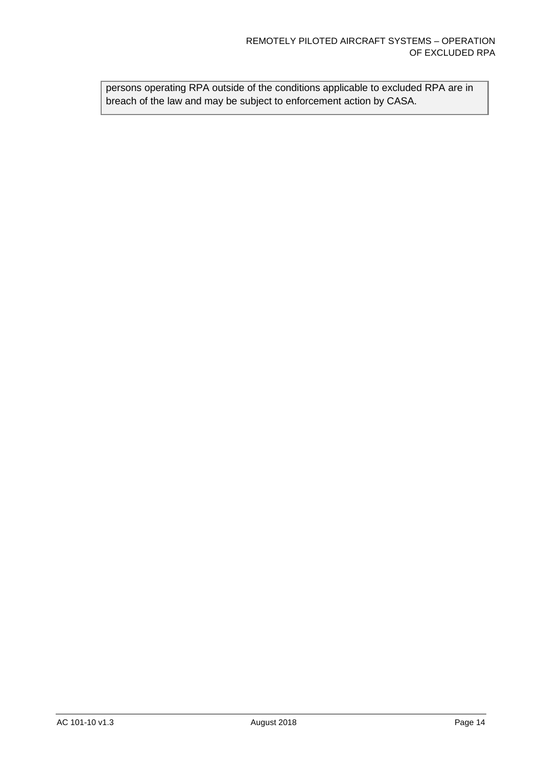persons operating RPA outside of the conditions applicable to excluded RPA are in breach of the law and may be subject to enforcement action by CASA.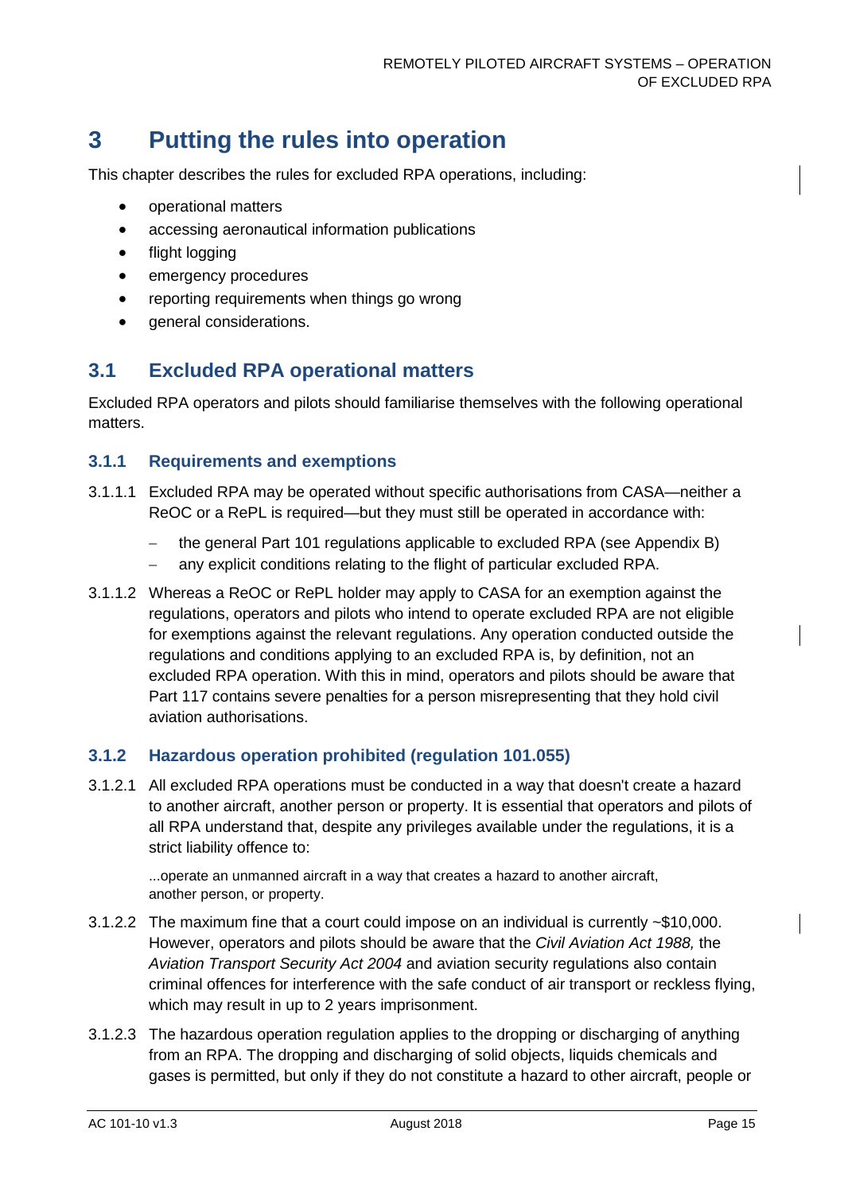# 3 Putting the rules into operation

This chapter describes the rules for excluded RPA operations, including:

- operational matters
- accessing aeronautical information publications
- flight logging
- emergency procedures
- reporting requirements when things go wrong
- general considerations.

## 3.1 Excluded RPA operational matters

Excluded RPA operators and pilots should familiarise themselves with the following operational matters.

### 3.1.1 Requirements and exemptions

3.1.1.1 Excluded RPA may be operated without specific authorisations from CASA—neither a ReOC or a RePL is required—but they must still be operated in accordance with:

- the general Part 101 regulations applicable to excluded RPA (see Appendix B)
- any explicit conditions relating to the flight of particular excluded RPA.

3.1.1.2 Whereas a ReOC or RePL holder may apply to CASA for an exemption against the regulations, operators and pilots who intend to operate excluded RPA are not eligible for exemptions against the relevant regulations. Any operation conducted outside the regulations and conditions applying to an excluded RPA is, by definition, not an excluded RPA operation. With this in mind, operators and pilots should be aware that Part 117 contains severe penalties for a person misrepresenting that they hold civil aviation authorisations.

### 3.1.2 Hazardous operation prohibited (regulation 101.055)

3.1.2.1 All excluded RPA operations must be conducted in a way that doesn't create a hazard to another aircraft, another person or property. It is essential that operators and pilots of all RPA understand that, despite any privileges available under the regulations, it is a strict liability offence to:

> ...operate an unmanned aircraft in a way that creates a hazard to another aircraft, another person, or property.

3.1.2.2 The maximum fine that a court could impose on an individual is currently ~$10,000. However, operators and pilots should be aware that the *Civil Aviation Act 1988,* the *Aviation Transport Security Act 2004* and aviation security regulations also contain criminal offences for interference with the safe conduct of air transport or reckless flying, which may result in up to 2 years imprisonment.

3.1.2.3 The hazardous operation regulation applies to the dropping or discharging of anything from an RPA. The dropping and discharging of solid objects, liquids chemicals and gases is permitted, but only if they do not constitute a hazard to other aircraft, people or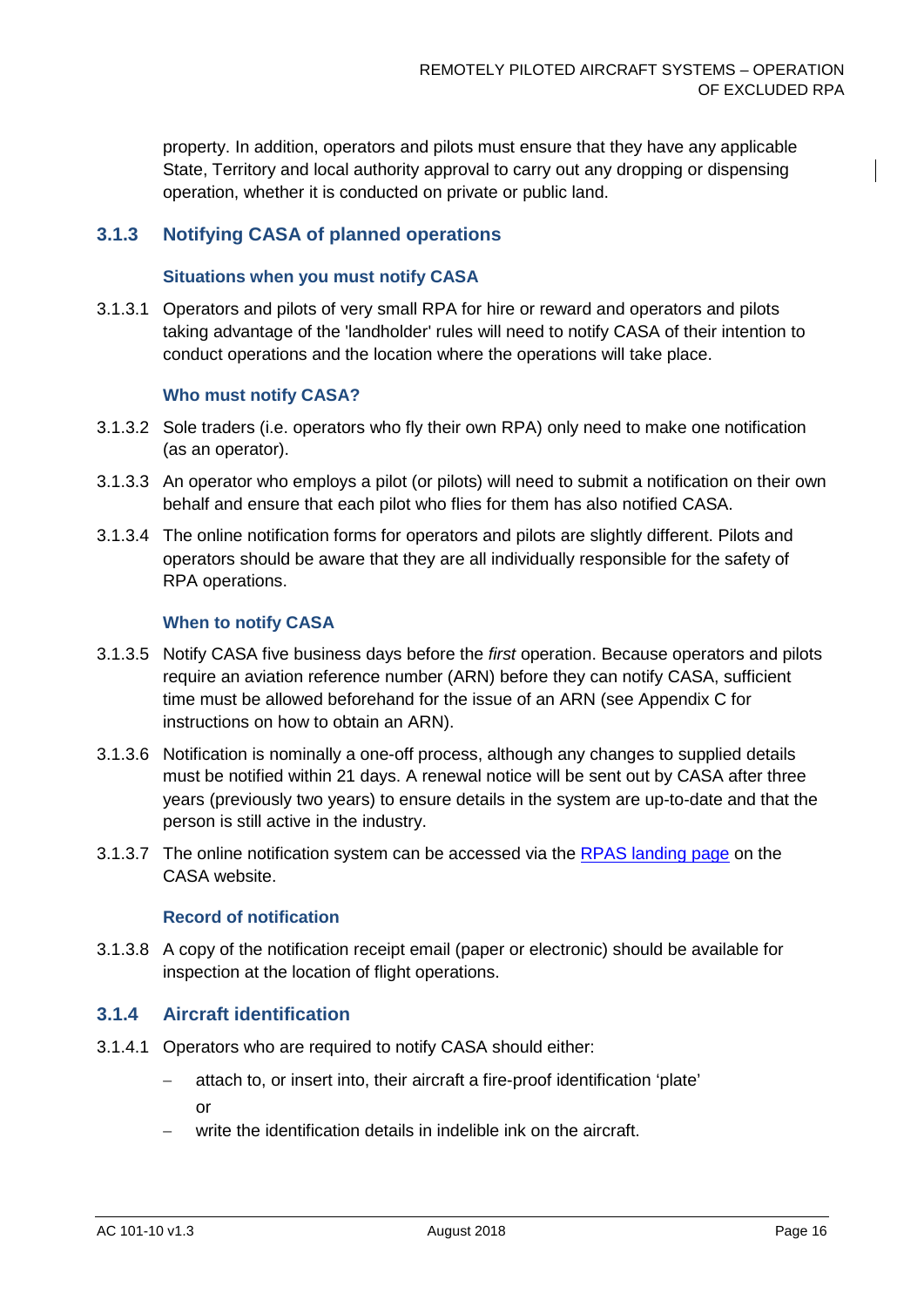property. In addition, operators and pilots must ensure that they have any applicable State, Territory and local authority approval to carry out any dropping or dispensing operation, whether it is conducted on private or public land.

### 3.1.3 Notifying CASA of planned operations

#### Situations when you must notify CASA

3.1.3.1 Operators and pilots of very small RPA for hire or reward and operators and pilots taking advantage of the 'landholder' rules will need to notify CASA of their intention to conduct operations and the location where the operations will take place.

#### Who must notify CASA?

3.1.3.2 Sole traders (i.e. operators who fly their own RPA) only need to make one notification (as an operator).

3.1.3.3 An operator who employs a pilot (or pilots) will need to submit a notification on their own behalf and ensure that each pilot who flies for them has also notified CASA.

3.1.3.4 The online notification forms for operators and pilots are slightly different. Pilots and operators should be aware that they are all individually responsible for the safety of RPA operations.

#### When to notify CASA

3.1.3.5 Notify CASA five business days before the *first* operation. Because operators and pilots require an aviation reference number (ARN) before they can notify CASA, sufficient time must be allowed beforehand for the issue of an ARN (see Appendix C for instructions on how to obtain an ARN).

3.1.3.6 Notification is nominally a one-off process, although any changes to supplied details must be notified within 21 days. A renewal notice will be sent out by CASA after three years (previously two years) to ensure details in the system are up-to-date and that the person is still active in the industry.

3.1.3.7 The online notification system can be accessed via the RPAS landing page on the CASA website.

#### Record of notification

3.1.3.8 A copy of the notification receipt email (paper or electronic) should be available for inspection at the location of flight operations.

### 3.1.4 Aircraft identification

3.1.4.1 Operators who are required to notify CASA should either:

- attach to, or insert into, their aircraft a fire-proof identification 'plate'

  or

- write the identification details in indelible ink on the aircraft.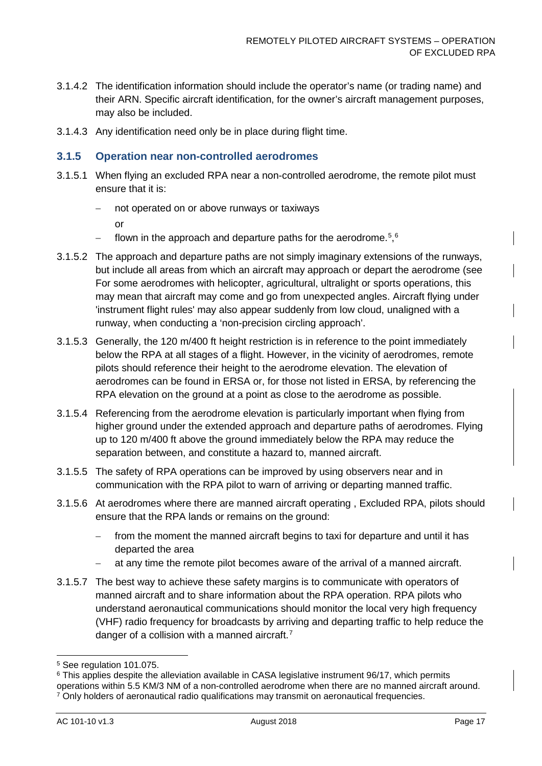3.1.4.2 The identification information should include the operator's name (or trading name) and their ARN. Specific aircraft identification, for the owner's aircraft management purposes, may also be included.

3.1.4.3 Any identification need only be in place during flight time.

### 3.1.5 Operation near non-controlled aerodromes

3.1.5.1 When flying an excluded RPA near a non-controlled aerodrome, the remote pilot must ensure that it is:

- not operated on or above runways or taxiways

  or

- flown in the approach and departure paths for the aerodrome.[5],[6]

3.1.5.2 The approach and departure paths are not simply imaginary extensions of the runways, but include all areas from which an aircraft may approach or depart the aerodrome (see For some aerodromes with helicopter, agricultural, ultralight or sports operations, this may mean that aircraft may come and go from unexpected angles. Aircraft flying under 'instrument flight rules' may also appear suddenly from low cloud, unaligned with a runway, when conducting a 'non-precision circling approach'.

3.1.5.3 Generally, the 120 m/400 ft height restriction is in reference to the point immediately below the RPA at all stages of a flight. However, in the vicinity of aerodromes, remote pilots should reference their height to the aerodrome elevation. The elevation of aerodromes can be found in ERSA or, for those not listed in ERSA, by referencing the RPA elevation on the ground at a point as close to the aerodrome as possible.

3.1.5.4 Referencing from the aerodrome elevation is particularly important when flying from higher ground under the extended approach and departure paths of aerodromes. Flying up to 120 m/400 ft above the ground immediately below the RPA may reduce the separation between, and constitute a hazard to, manned aircraft.

3.1.5.5 The safety of RPA operations can be improved by using observers near and in communication with the RPA pilot to warn of arriving or departing manned traffic.

3.1.5.6 At aerodromes where there are manned aircraft operating , Excluded RPA, pilots should ensure that the RPA lands or remains on the ground:

- from the moment the manned aircraft begins to taxi for departure and until it has departed the area
- at any time the remote pilot becomes aware of the arrival of a manned aircraft.

3.1.5.7 The best way to achieve these safety margins is to communicate with operators of manned aircraft and to share information about the RPA operation. RPA pilots who understand aeronautical communications should monitor the local very high frequency (VHF) radio frequency for broadcasts by arriving and departing traffic to help reduce the danger of a collision with a manned aircraft.[7]

---

[5] See regulation 101.075.

[6] This applies despite the alleviation available in CASA legislative instrument 96/17, which permits operations within 5.5 KM/3 NM of a non-controlled aerodrome when there are no manned aircraft around.

[7] Only holders of aeronautical radio qualifications may transmit on aeronautical frequencies.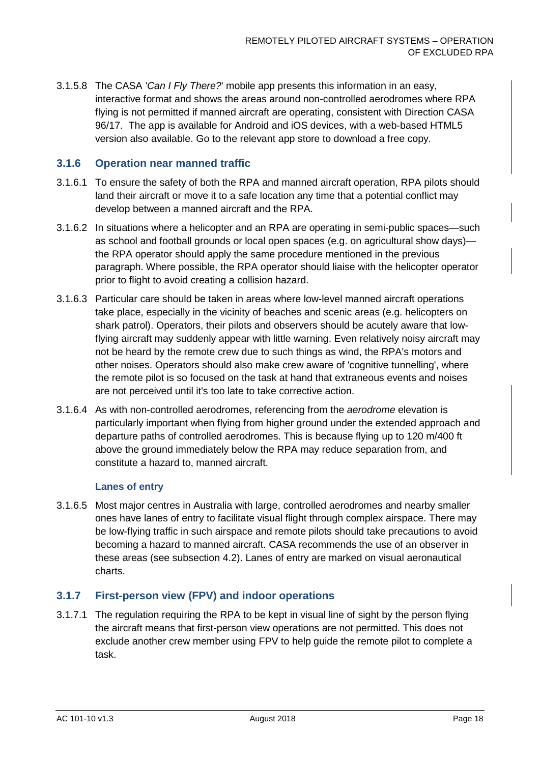3.1.5.8 The CASA *'Can I Fly There?*' mobile app presents this information in an easy, interactive format and shows the areas around non-controlled aerodromes where RPA flying is not permitted if manned aircraft are operating, consistent with Direction CASA 96/17. The app is available for Android and iOS devices, with a web-based HTML5 version also available. Go to the relevant app store to download a free copy.

### 3.1.6 Operation near manned traffic

3.1.6.1 To ensure the safety of both the RPA and manned aircraft operation, RPA pilots should land their aircraft or move it to a safe location any time that a potential conflict may develop between a manned aircraft and the RPA.

3.1.6.2 In situations where a helicopter and an RPA are operating in semi-public spaces—such as school and football grounds or local open spaces (e.g. on agricultural show days)—the RPA operator should apply the same procedure mentioned in the previous paragraph. Where possible, the RPA operator should liaise with the helicopter operator prior to flight to avoid creating a collision hazard.

3.1.6.3 Particular care should be taken in areas where low-level manned aircraft operations take place, especially in the vicinity of beaches and scenic areas (e.g. helicopters on shark patrol). Operators, their pilots and observers should be acutely aware that low-flying aircraft may suddenly appear with little warning. Even relatively noisy aircraft may not be heard by the remote crew due to such things as wind, the RPA's motors and other noises. Operators should also make crew aware of 'cognitive tunnelling', where the remote pilot is so focused on the task at hand that extraneous events and noises are not perceived until it's too late to take corrective action.

3.1.6.4 As with non-controlled aerodromes, referencing from the *aerodrome* elevation is particularly important when flying from higher ground under the extended approach and departure paths of controlled aerodromes. This is because flying up to 120 m/400 ft above the ground immediately below the RPA may reduce separation from, and constitute a hazard to, manned aircraft.

#### Lanes of entry

3.1.6.5 Most major centres in Australia with large, controlled aerodromes and nearby smaller ones have lanes of entry to facilitate visual flight through complex airspace. There may be low-flying traffic in such airspace and remote pilots should take precautions to avoid becoming a hazard to manned aircraft. CASA recommends the use of an observer in these areas (see subsection 4.2). Lanes of entry are marked on visual aeronautical charts.

### 3.1.7 First-person view (FPV) and indoor operations

3.1.7.1 The regulation requiring the RPA to be kept in visual line of sight by the person flying the aircraft means that first-person view operations are not permitted. This does not exclude another crew member using FPV to help guide the remote pilot to complete a task.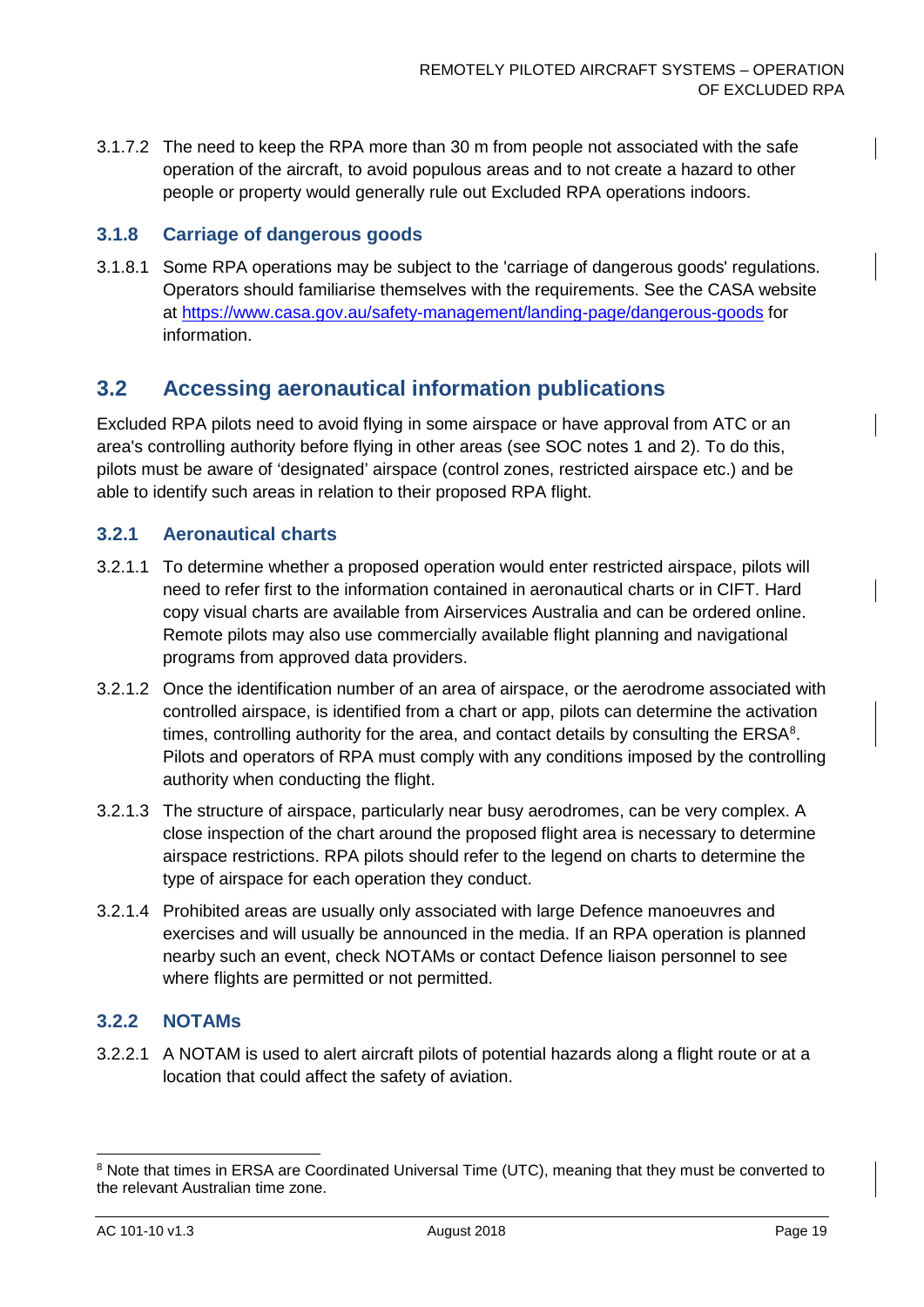3.1.7.2 The need to keep the RPA more than 30 m from people not associated with the safe operation of the aircraft, to avoid populous areas and to not create a hazard to other people or property would generally rule out Excluded RPA operations indoors.

### 3.1.8 Carriage of dangerous goods

3.1.8.1 Some RPA operations may be subject to the 'carriage of dangerous goods' regulations. Operators should familiarise themselves with the requirements. See the CASA website at https://www.casa.gov.au/safety-management/landing-page/dangerous-goods for information.

## 3.2 Accessing aeronautical information publications

Excluded RPA pilots need to avoid flying in some airspace or have approval from ATC or an area's controlling authority before flying in other areas (see SOC notes 1 and 2). To do this, pilots must be aware of 'designated' airspace (control zones, restricted airspace etc.) and be able to identify such areas in relation to their proposed RPA flight.

### 3.2.1 Aeronautical charts

3.2.1.1 To determine whether a proposed operation would enter restricted airspace, pilots will need to refer first to the information contained in aeronautical charts or in CIFT. Hard copy visual charts are available from Airservices Australia and can be ordered online. Remote pilots may also use commercially available flight planning and navigational programs from approved data providers.

3.2.1.2 Once the identification number of an area of airspace, or the aerodrome associated with controlled airspace, is identified from a chart or app, pilots can determine the activation times, controlling authority for the area, and contact details by consulting the ERSA[8]. Pilots and operators of RPA must comply with any conditions imposed by the controlling authority when conducting the flight.

3.2.1.3 The structure of airspace, particularly near busy aerodromes, can be very complex. A close inspection of the chart around the proposed flight area is necessary to determine airspace restrictions. RPA pilots should refer to the legend on charts to determine the type of airspace for each operation they conduct.

3.2.1.4 Prohibited areas are usually only associated with large Defence manoeuvres and exercises and will usually be announced in the media. If an RPA operation is planned nearby such an event, check NOTAMs or contact Defence liaison personnel to see where flights are permitted or not permitted.

### 3.2.2 NOTAMs

3.2.2.1 A NOTAM is used to alert aircraft pilots of potential hazards along a flight route or at a location that could affect the safety of aviation.

---

[8] Note that times in ERSA are Coordinated Universal Time (UTC), meaning that they must be converted to the relevant Australian time zone.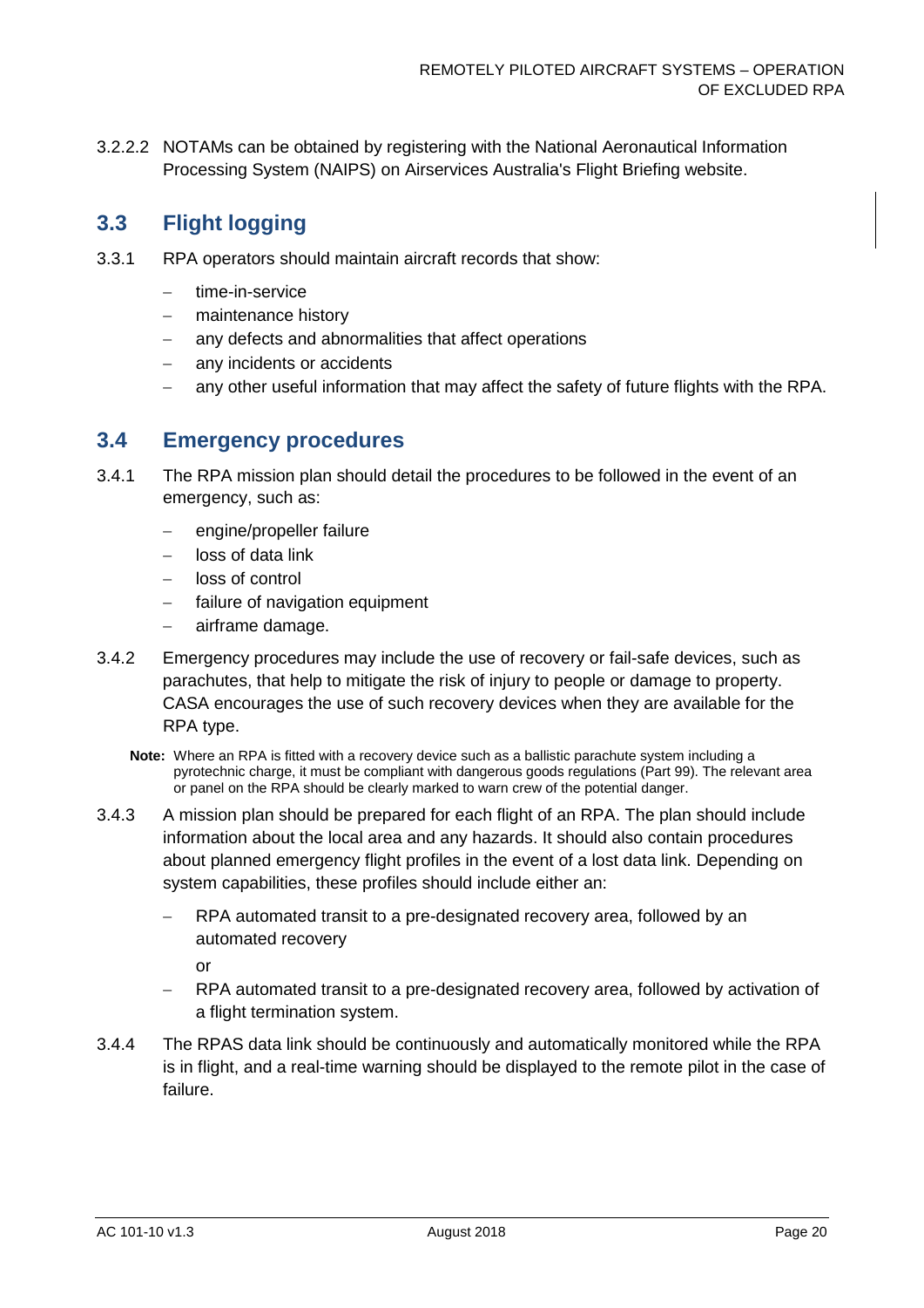3.2.2.2 NOTAMs can be obtained by registering with the National Aeronautical Information Processing System (NAIPS) on Airservices Australia's Flight Briefing website.

## 3.3 Flight logging

3.3.1 RPA operators should maintain aircraft records that show:

- time-in-service
- maintenance history
- any defects and abnormalities that affect operations
- any incidents or accidents
- any other useful information that may affect the safety of future flights with the RPA.

## 3.4 Emergency procedures

3.4.1 The RPA mission plan should detail the procedures to be followed in the event of an emergency, such as:

- engine/propeller failure
- loss of data link
- loss of control
- failure of navigation equipment
- airframe damage.

3.4.2 Emergency procedures may include the use of recovery or fail-safe devices, such as parachutes, that help to mitigate the risk of injury to people or damage to property. CASA encourages the use of such recovery devices when they are available for the RPA type.

**Note:** Where an RPA is fitted with a recovery device such as a ballistic parachute system including a pyrotechnic charge, it must be compliant with dangerous goods regulations (Part 99). The relevant area or panel on the RPA should be clearly marked to warn crew of the potential danger.

3.4.3 A mission plan should be prepared for each flight of an RPA. The plan should include information about the local area and any hazards. It should also contain procedures about planned emergency flight profiles in the event of a lost data link. Depending on system capabilities, these profiles should include either an:

- RPA automated transit to a pre-designated recovery area, followed by an automated recovery

  or

- RPA automated transit to a pre-designated recovery area, followed by activation of a flight termination system.

3.4.4 The RPAS data link should be continuously and automatically monitored while the RPA is in flight, and a real-time warning should be displayed to the remote pilot in the case of failure.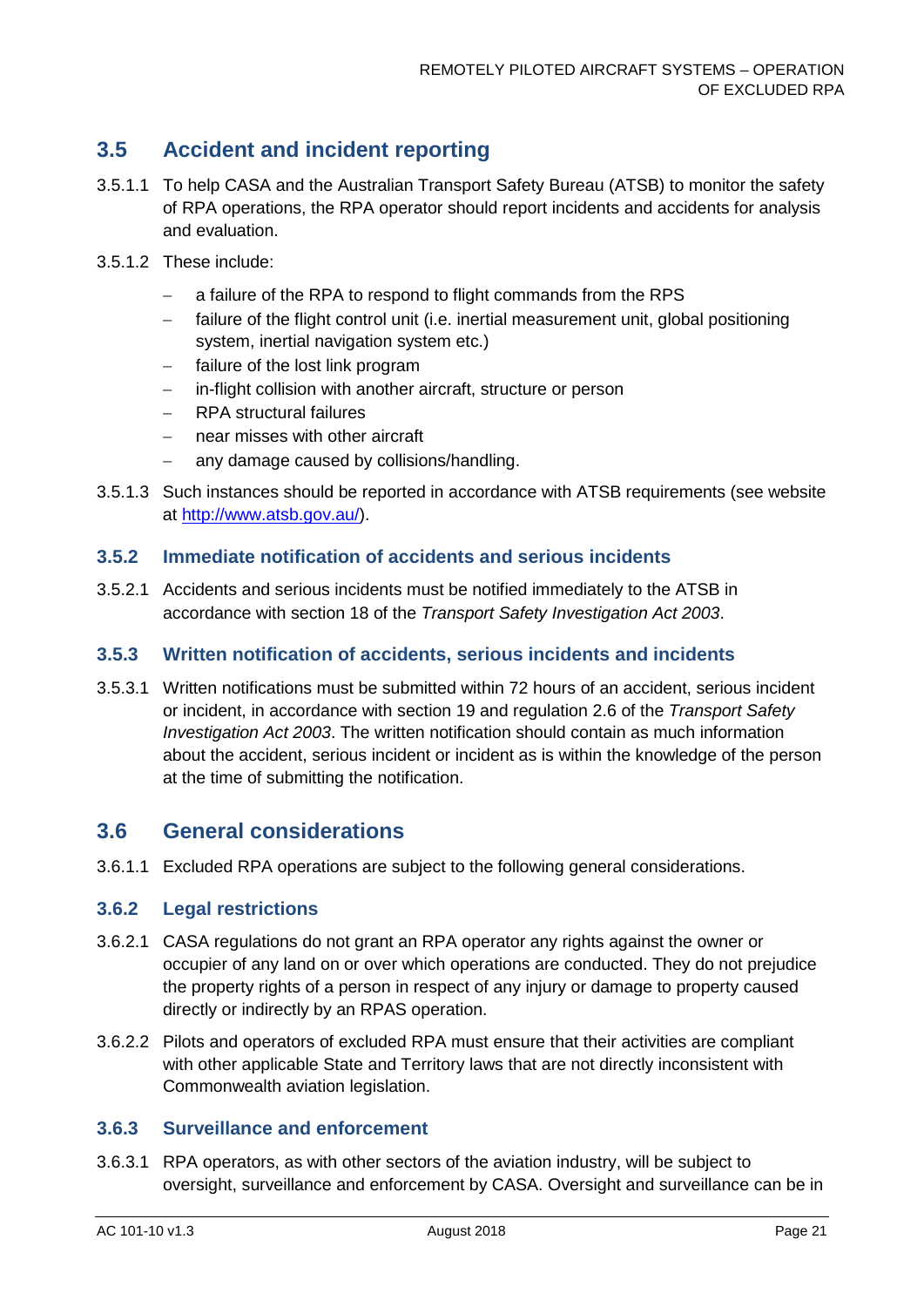## 3.5 Accident and incident reporting

3.5.1.1 To help CASA and the Australian Transport Safety Bureau (ATSB) to monitor the safety of RPA operations, the RPA operator should report incidents and accidents for analysis and evaluation.

3.5.1.2 These include:

- a failure of the RPA to respond to flight commands from the RPS
- failure of the flight control unit (i.e. inertial measurement unit, global positioning system, inertial navigation system etc.)
- failure of the lost link program
- in-flight collision with another aircraft, structure or person
- RPA structural failures
- near misses with other aircraft
- any damage caused by collisions/handling.

3.5.1.3 Such instances should be reported in accordance with ATSB requirements (see website at http://www.atsb.gov.au/).

### 3.5.2 Immediate notification of accidents and serious incidents

3.5.2.1 Accidents and serious incidents must be notified immediately to the ATSB in accordance with section 18 of the *Transport Safety Investigation Act 2003*.

### 3.5.3 Written notification of accidents, serious incidents and incidents

3.5.3.1 Written notifications must be submitted within 72 hours of an accident, serious incident or incident, in accordance with section 19 and regulation 2.6 of the *Transport Safety Investigation Act 2003*. The written notification should contain as much information about the accident, serious incident or incident as is within the knowledge of the person at the time of submitting the notification.

## 3.6 General considerations

3.6.1.1 Excluded RPA operations are subject to the following general considerations.

### 3.6.2 Legal restrictions

3.6.2.1 CASA regulations do not grant an RPA operator any rights against the owner or occupier of any land on or over which operations are conducted. They do not prejudice the property rights of a person in respect of any injury or damage to property caused directly or indirectly by an RPAS operation.

3.6.2.2 Pilots and operators of excluded RPA must ensure that their activities are compliant with other applicable State and Territory laws that are not directly inconsistent with Commonwealth aviation legislation.

### 3.6.3 Surveillance and enforcement

3.6.3.1 RPA operators, as with other sectors of the aviation industry, will be subject to oversight, surveillance and enforcement by CASA. Oversight and surveillance can be in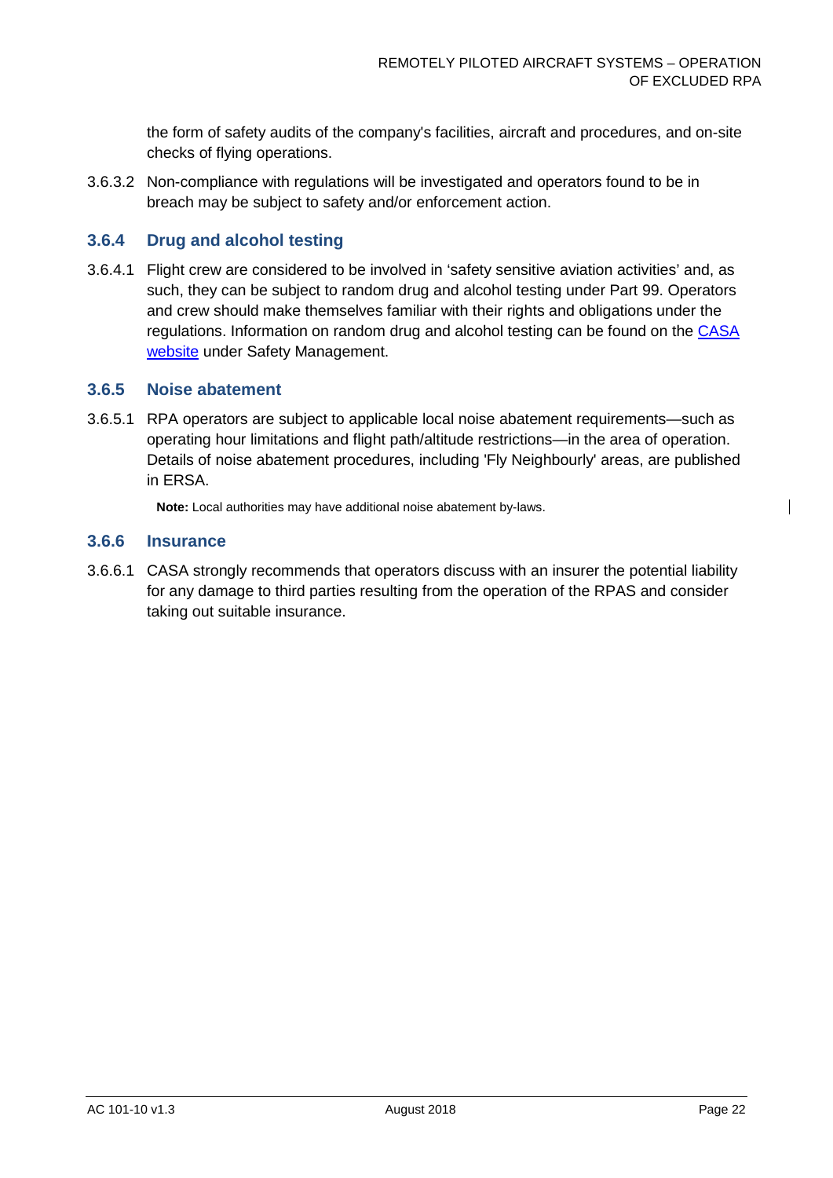the form of safety audits of the company's facilities, aircraft and procedures, and on-site checks of flying operations.

3.6.3.2 Non-compliance with regulations will be investigated and operators found to be in breach may be subject to safety and/or enforcement action.

### 3.6.4 Drug and alcohol testing

3.6.4.1 Flight crew are considered to be involved in 'safety sensitive aviation activities' and, as such, they can be subject to random drug and alcohol testing under Part 99. Operators and crew should make themselves familiar with their rights and obligations under the regulations. Information on random drug and alcohol testing can be found on the CASA website under Safety Management.

### 3.6.5 Noise abatement

3.6.5.1 RPA operators are subject to applicable local noise abatement requirements—such as operating hour limitations and flight path/altitude restrictions—in the area of operation. Details of noise abatement procedures, including 'Fly Neighbourly' areas, are published in ERSA.

**Note:** Local authorities may have additional noise abatement by-laws.

### 3.6.6 Insurance

3.6.6.1 CASA strongly recommends that operators discuss with an insurer the potential liability for any damage to third parties resulting from the operation of the RPAS and consider taking out suitable insurance.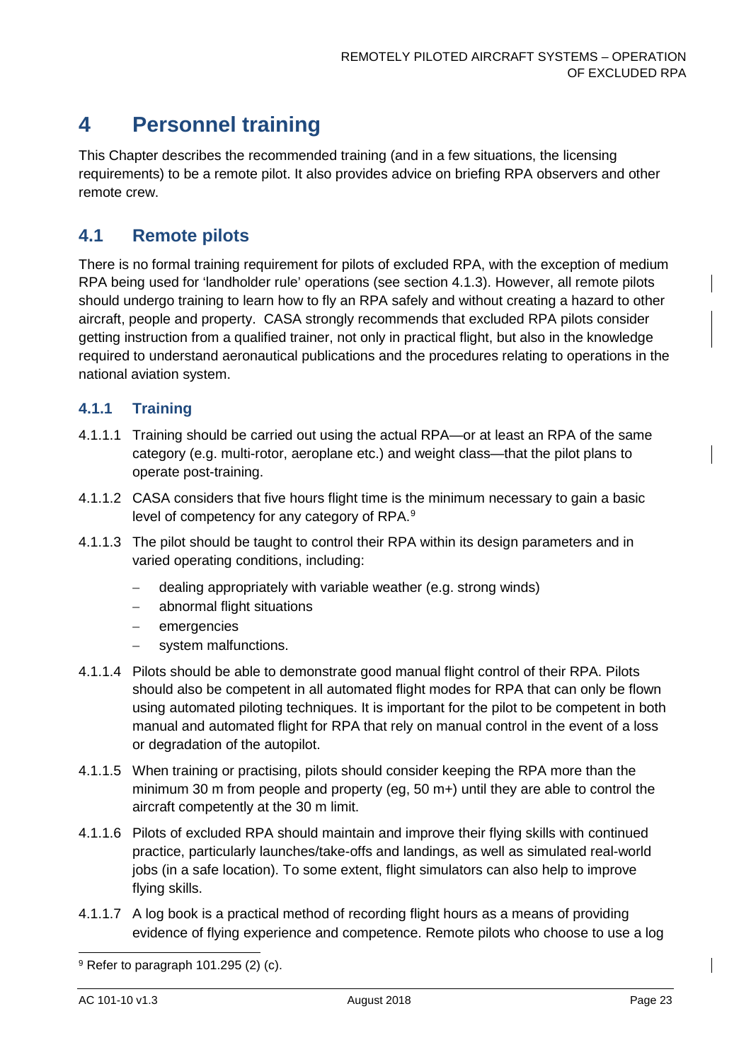# 4 Personnel training

This Chapter describes the recommended training (and in a few situations, the licensing requirements) to be a remote pilot. It also provides advice on briefing RPA observers and other remote crew.

## 4.1 Remote pilots

There is no formal training requirement for pilots of excluded RPA, with the exception of medium RPA being used for 'landholder rule' operations (see section 4.1.3). However, all remote pilots should undergo training to learn how to fly an RPA safely and without creating a hazard to other aircraft, people and property. CASA strongly recommends that excluded RPA pilots consider getting instruction from a qualified trainer, not only in practical flight, but also in the knowledge required to understand aeronautical publications and the procedures relating to operations in the national aviation system.

### 4.1.1 Training

4.1.1.1 Training should be carried out using the actual RPA—or at least an RPA of the same category (e.g. multi-rotor, aeroplane etc.) and weight class—that the pilot plans to operate post-training.

4.1.1.2 CASA considers that five hours flight time is the minimum necessary to gain a basic level of competency for any category of RPA.[9]

4.1.1.3 The pilot should be taught to control their RPA within its design parameters and in varied operating conditions, including:

- dealing appropriately with variable weather (e.g. strong winds)
- abnormal flight situations
- emergencies
- system malfunctions.

4.1.1.4 Pilots should be able to demonstrate good manual flight control of their RPA. Pilots should also be competent in all automated flight modes for RPA that can only be flown using automated piloting techniques. It is important for the pilot to be competent in both manual and automated flight for RPA that rely on manual control in the event of a loss or degradation of the autopilot.

4.1.1.5 When training or practising, pilots should consider keeping the RPA more than the minimum 30 m from people and property (eg, 50 m+) until they are able to control the aircraft competently at the 30 m limit.

4.1.1.6 Pilots of excluded RPA should maintain and improve their flying skills with continued practice, particularly launches/take-offs and landings, as well as simulated real-world jobs (in a safe location). To some extent, flight simulators can also help to improve flying skills.

4.1.1.7 A log book is a practical method of recording flight hours as a means of providing evidence of flying experience and competence. Remote pilots who choose to use a log

---

[9] Refer to paragraph 101.295 (2) (c).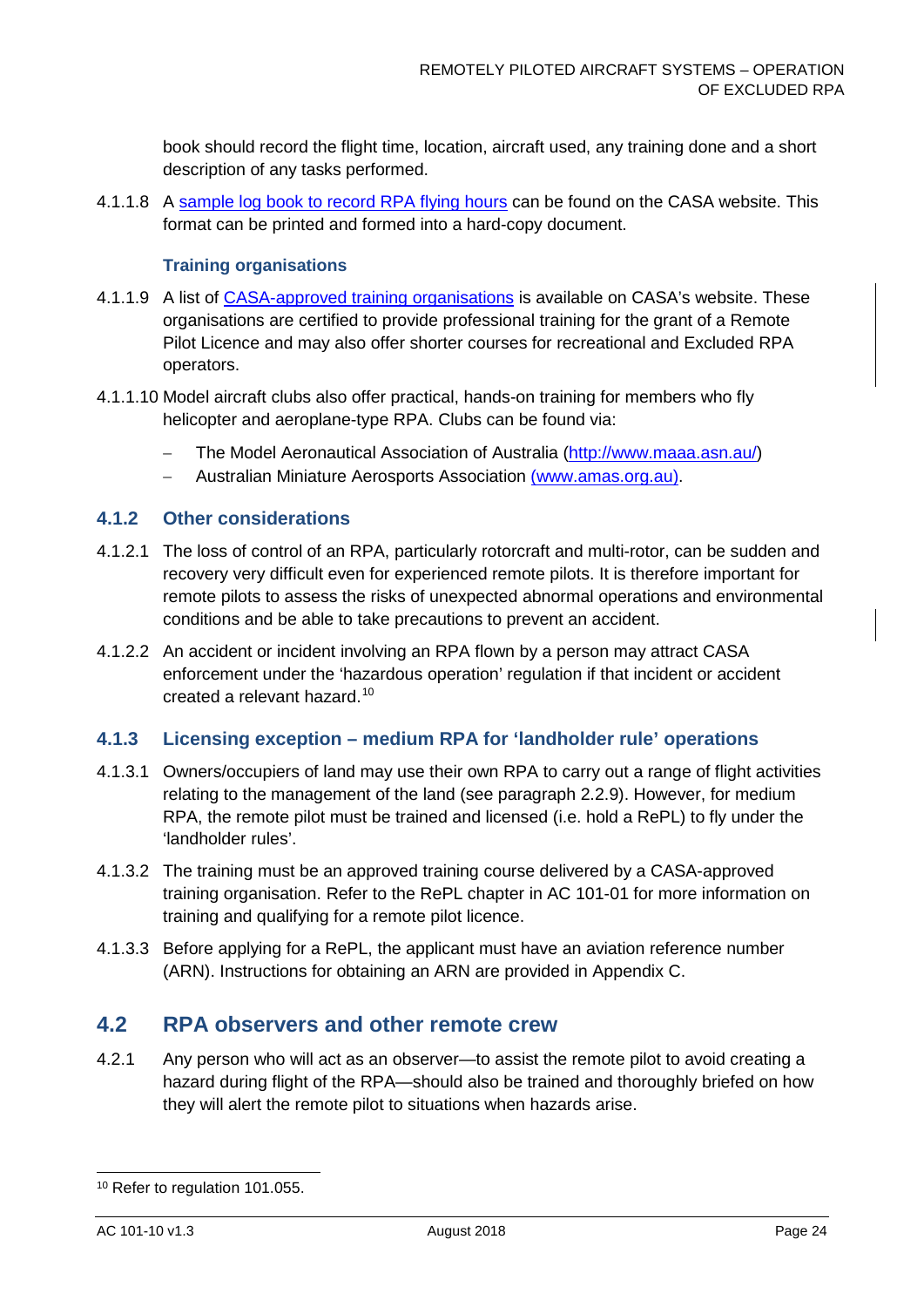book should record the flight time, location, aircraft used, any training done and a short description of any tasks performed.

4.1.1.8 A sample log book to record RPA flying hours can be found on the CASA website. This format can be printed and formed into a hard-copy document.

#### Training organisations

4.1.1.9 A list of CASA-approved training organisations is available on CASA's website. These organisations are certified to provide professional training for the grant of a Remote Pilot Licence and may also offer shorter courses for recreational and Excluded RPA operators.

4.1.1.10 Model aircraft clubs also offer practical, hands-on training for members who fly helicopter and aeroplane-type RPA. Clubs can be found via:

- The Model Aeronautical Association of Australia (http://www.maaa.asn.au/)
- Australian Miniature Aerosports Association (www.amas.org.au).

### 4.1.2 Other considerations

4.1.2.1 The loss of control of an RPA, particularly rotorcraft and multi-rotor, can be sudden and recovery very difficult even for experienced remote pilots. It is therefore important for remote pilots to assess the risks of unexpected abnormal operations and environmental conditions and be able to take precautions to prevent an accident.

4.1.2.2 An accident or incident involving an RPA flown by a person may attract CASA enforcement under the 'hazardous operation' regulation if that incident or accident created a relevant hazard.[10]

### 4.1.3 Licensing exception – medium RPA for 'landholder rule' operations

4.1.3.1 Owners/occupiers of land may use their own RPA to carry out a range of flight activities relating to the management of the land (see paragraph 2.2.9). However, for medium RPA, the remote pilot must be trained and licensed (i.e. hold a RePL) to fly under the 'landholder rules'.

4.1.3.2 The training must be an approved training course delivered by a CASA-approved training organisation. Refer to the RePL chapter in AC 101-01 for more information on training and qualifying for a remote pilot licence.

4.1.3.3 Before applying for a RePL, the applicant must have an aviation reference number (ARN). Instructions for obtaining an ARN are provided in Appendix C.

## 4.2 RPA observers and other remote crew

4.2.1 Any person who will act as an observer—to assist the remote pilot to avoid creating a hazard during flight of the RPA—should also be trained and thoroughly briefed on how they will alert the remote pilot to situations when hazards arise.

---

[10] Refer to regulation 101.055.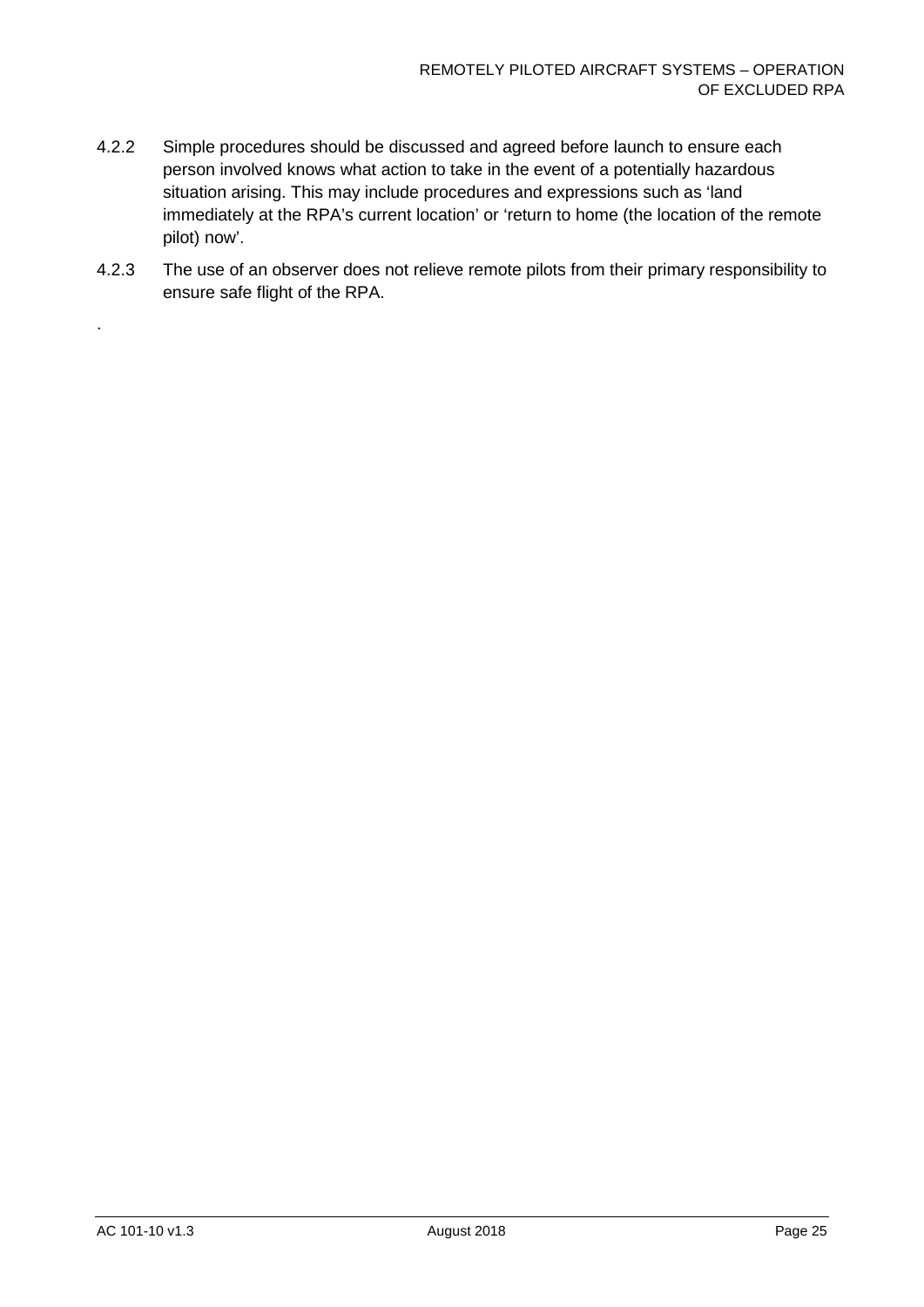4.2.2 Simple procedures should be discussed and agreed before launch to ensure each person involved knows what action to take in the event of a potentially hazardous situation arising. This may include procedures and expressions such as 'land immediately at the RPA's current location' or 'return to home (the location of the remote pilot) now'.

4.2.3 The use of an observer does not relieve remote pilots from their primary responsibility to ensure safe flight of the RPA.

.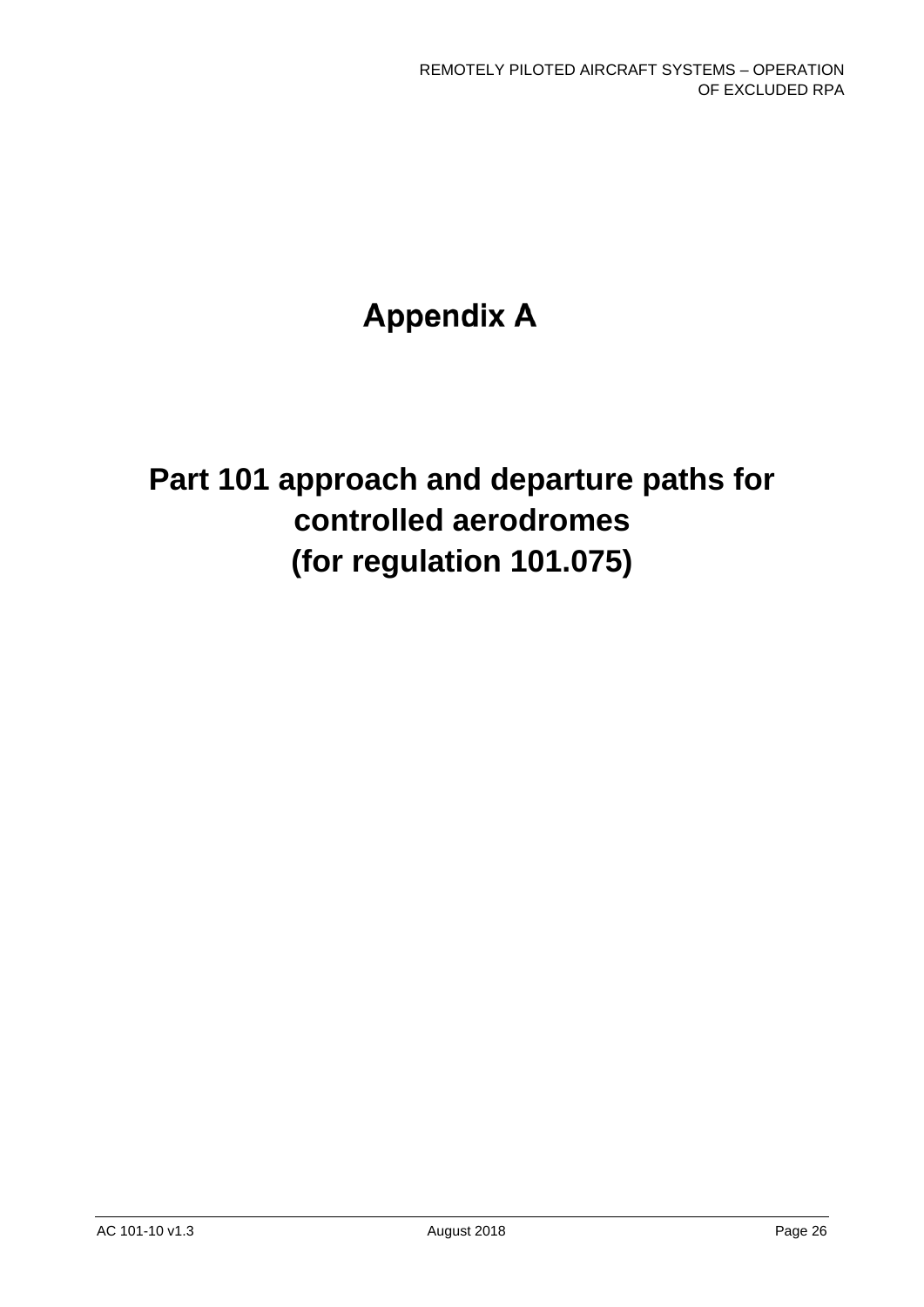# Appendix A

# Part 101 approach and departure paths for controlled aerodromes (for regulation 101.075)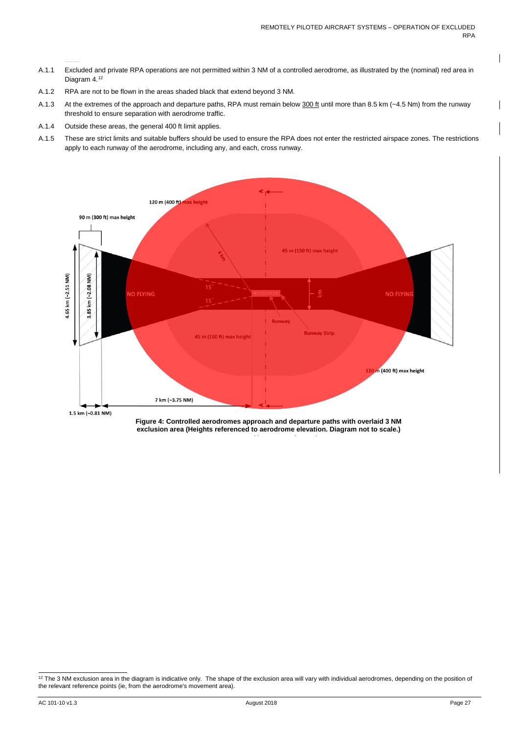A.1.1 Excluded and private RPA operations are not permitted within 3 NM of a controlled aerodrome, as illustrated by the (nominal) red area in Diagram 4.[12]

A.1.2 RPA are not to be flown in the areas shaded black that extend beyond 3 NM.

A.1.3 At the extremes of the approach and departure paths, RPA must remain below 300 ft until more than 8.5 km (~4.5 Nm) from the runway threshold to ensure separation with aerodrome traffic.

A.1.4 Outside these areas, the general 400 ft limit applies.

A.1.5 These are strict limits and suitable buffers should be used to ensure the RPA does not enter the restricted airspace zones. The restrictions apply to each runway of the aerodrome, including any, and each, cross runway.

**Figure 4: Controlled aerodromes approach and departure paths with overlaid 3 NM exclusion area (Heights referenced to aerodrome elevation. Diagram not to scale.)**

[12] The 3 NM exclusion area in the diagram is indicative only. The shape of the exclusion area will vary with individual aerodromes, depending on the position of the relevant reference points (ie, from the aerodrome's movement area).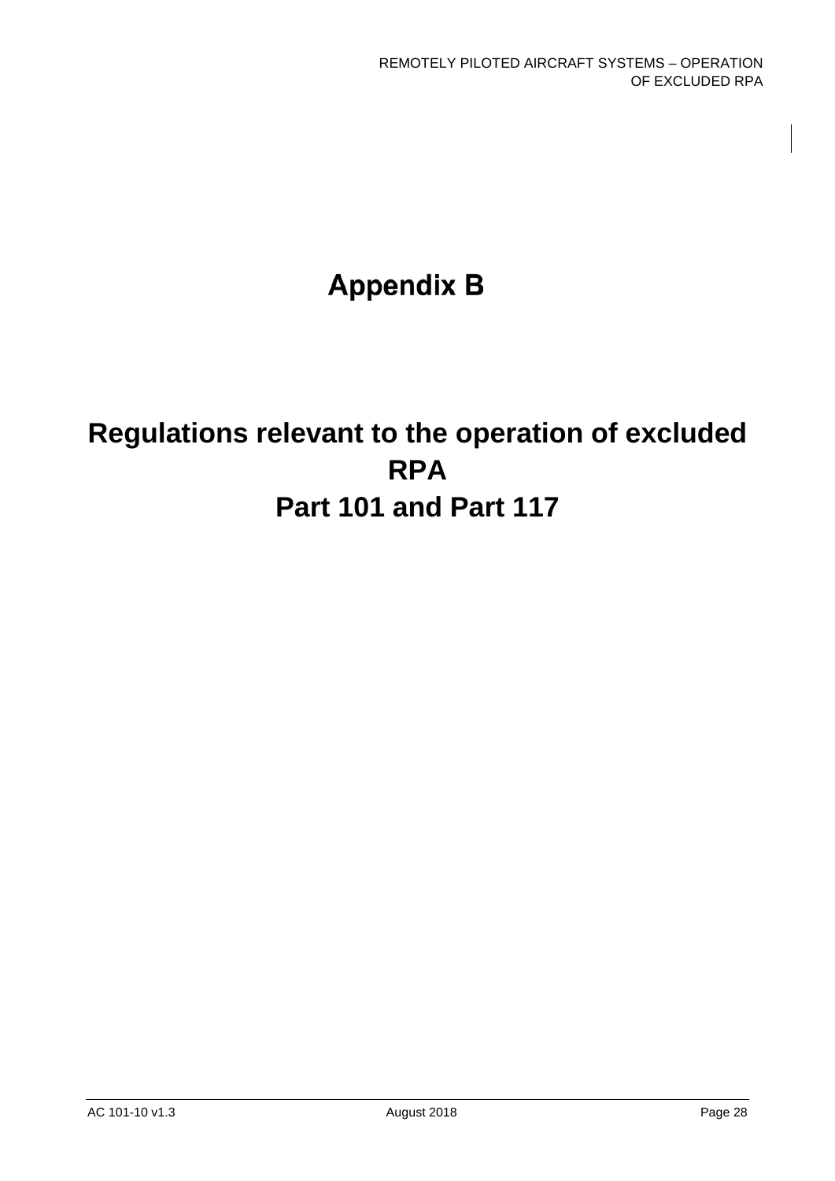# Appendix B

# Regulations relevant to the operation of excluded RPA Part 101 and Part 117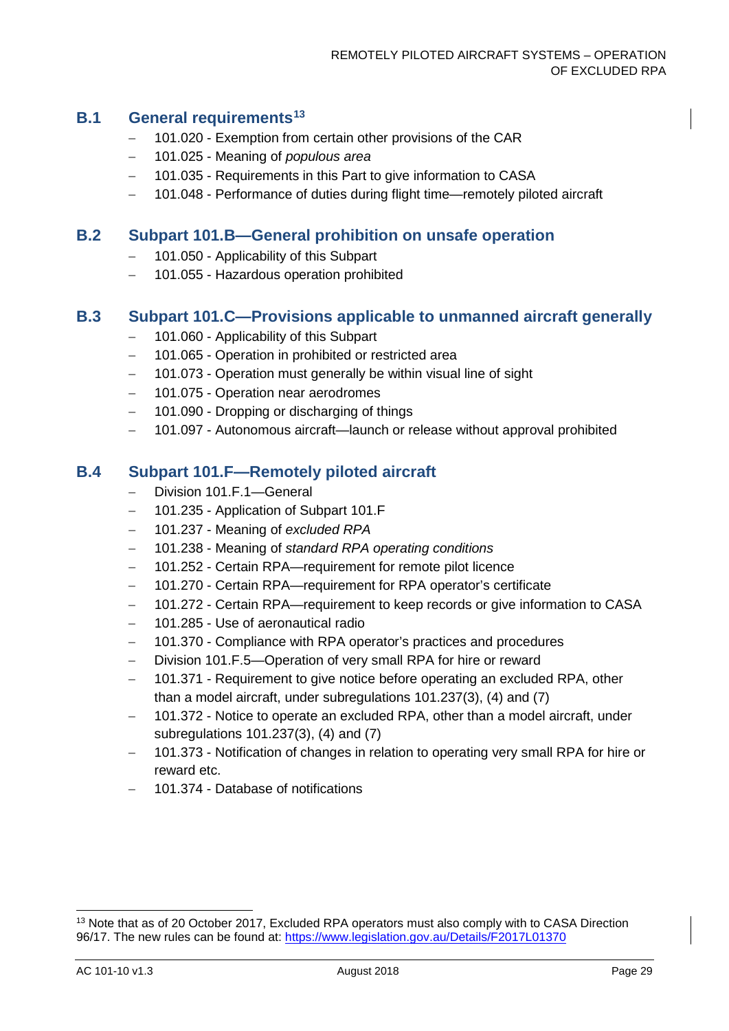## B.1 General requirements[13]

- 101.020 - Exemption from certain other provisions of the CAR
- 101.025 - Meaning of *populous area*
- 101.035 - Requirements in this Part to give information to CASA
- 101.048 - Performance of duties during flight time—remotely piloted aircraft

## B.2 Subpart 101.B—General prohibition on unsafe operation

- 101.050 - Applicability of this Subpart
- 101.055 - Hazardous operation prohibited

## B.3 Subpart 101.C—Provisions applicable to unmanned aircraft generally

- 101.060 - Applicability of this Subpart
- 101.065 - Operation in prohibited or restricted area
- 101.073 - Operation must generally be within visual line of sight
- 101.075 - Operation near aerodromes
- 101.090 - Dropping or discharging of things
- 101.097 - Autonomous aircraft—launch or release without approval prohibited

## B.4 Subpart 101.F—Remotely piloted aircraft

- Division 101.F.1—General
- 101.235 - Application of Subpart 101.F
- 101.237 - Meaning of *excluded RPA*
- 101.238 - Meaning of *standard RPA operating conditions*
- 101.252 - Certain RPA—requirement for remote pilot licence
- 101.270 - Certain RPA—requirement for RPA operator's certificate
- 101.272 - Certain RPA—requirement to keep records or give information to CASA
- 101.285 - Use of aeronautical radio
- 101.370 - Compliance with RPA operator's practices and procedures
- Division 101.F.5—Operation of very small RPA for hire or reward
- 101.371 - Requirement to give notice before operating an excluded RPA, other than a model aircraft, under subregulations 101.237(3), (4) and (7)
- 101.372 - Notice to operate an excluded RPA, other than a model aircraft, under subregulations 101.237(3), (4) and (7)
- 101.373 - Notification of changes in relation to operating very small RPA for hire or reward etc.
- 101.374 - Database of notifications

---

[13] Note that as of 20 October 2017, Excluded RPA operators must also comply with to CASA Direction 96/17. The new rules can be found at: https://www.legislation.gov.au/Details/F2017L01370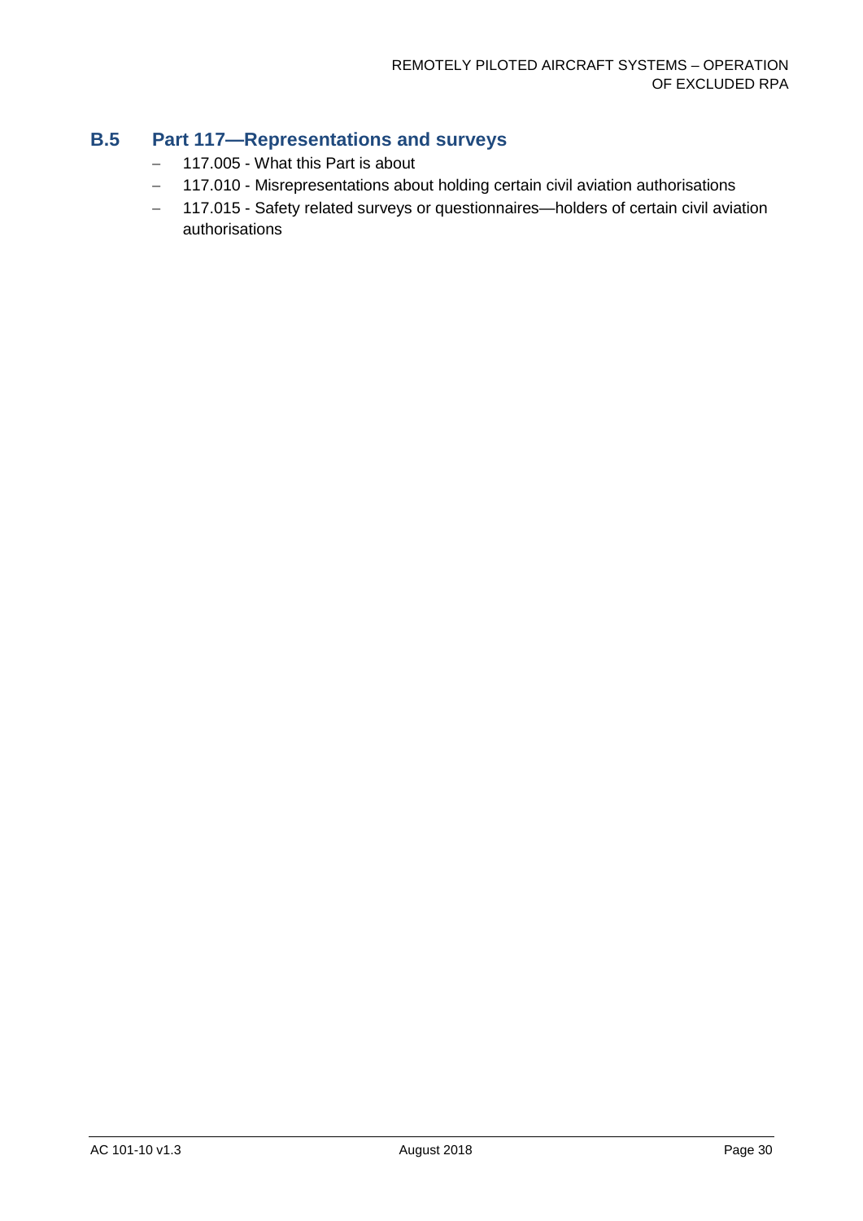## B.5 Part 117—Representations and surveys

- 117.005 - What this Part is about
- 117.010 - Misrepresentations about holding certain civil aviation authorisations
- 117.015 - Safety related surveys or questionnaires—holders of certain civil aviation authorisations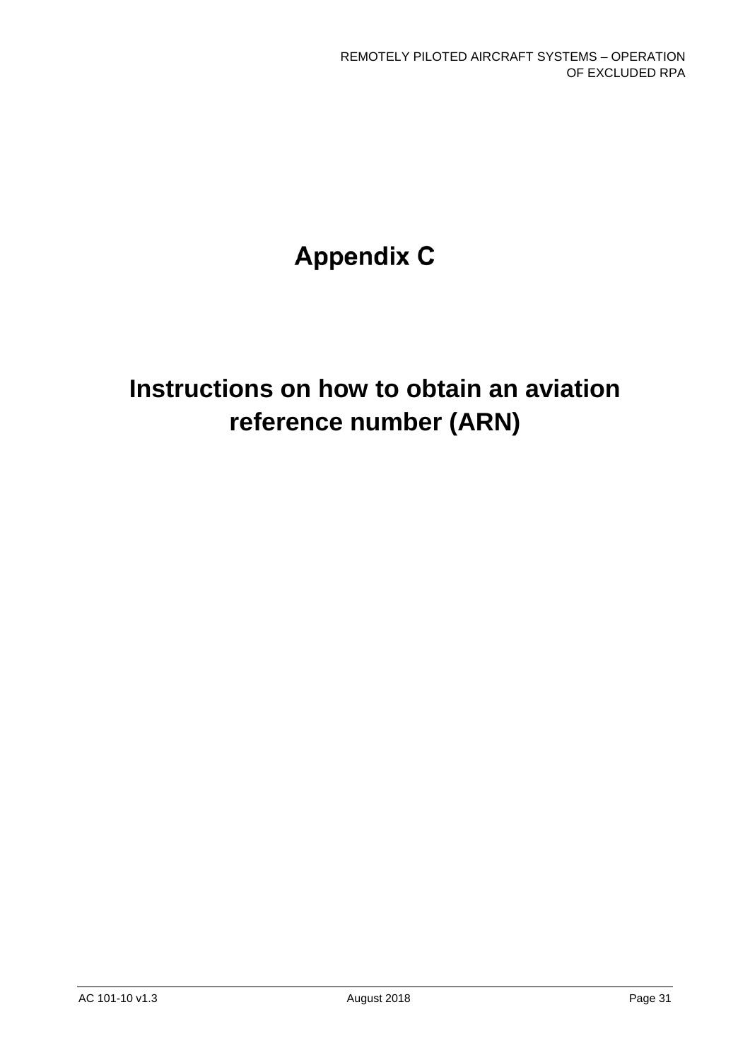# Appendix C

# Instructions on how to obtain an aviation reference number (ARN)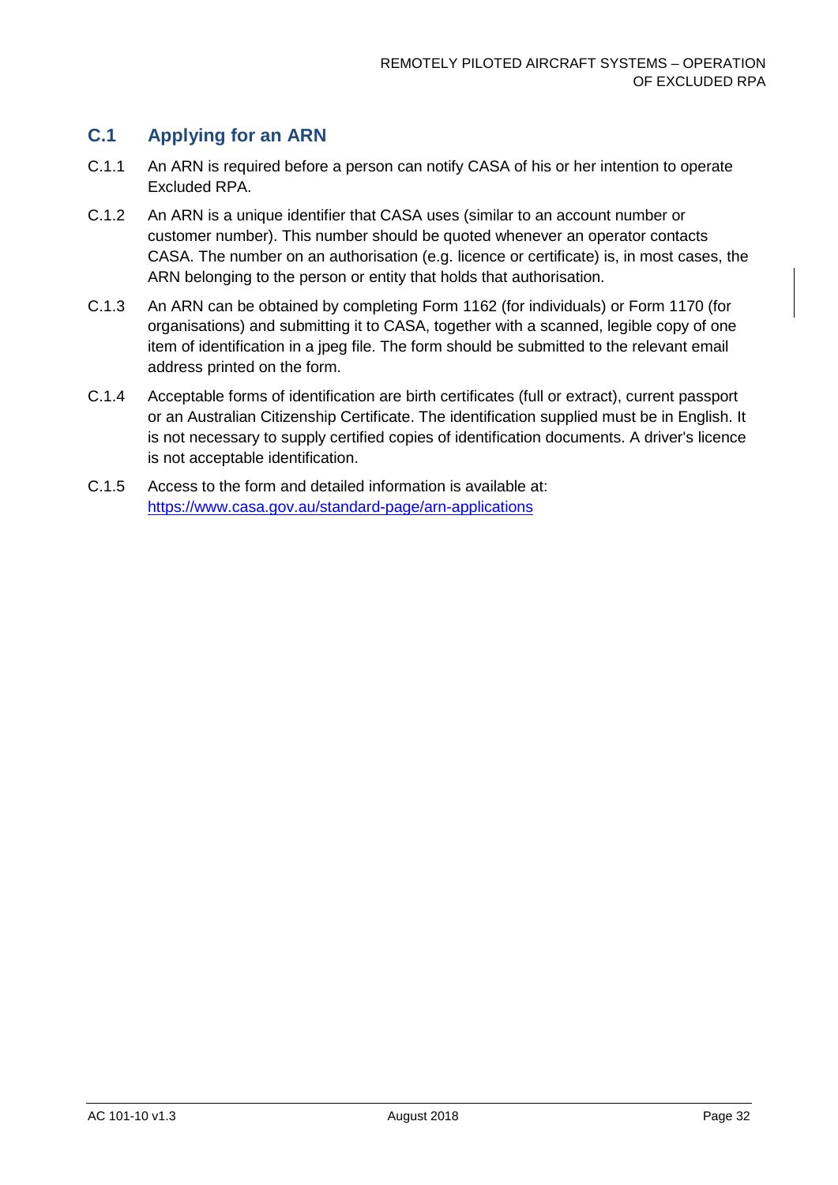## C.1 Applying for an ARN

C.1.1 An ARN is required before a person can notify CASA of his or her intention to operate Excluded RPA.

C.1.2 An ARN is a unique identifier that CASA uses (similar to an account number or customer number). This number should be quoted whenever an operator contacts CASA. The number on an authorisation (e.g. licence or certificate) is, in most cases, the ARN belonging to the person or entity that holds that authorisation.

C.1.3 An ARN can be obtained by completing Form 1162 (for individuals) or Form 1170 (for organisations) and submitting it to CASA, together with a scanned, legible copy of one item of identification in a jpeg file. The form should be submitted to the relevant email address printed on the form.

C.1.4 Acceptable forms of identification are birth certificates (full or extract), current passport or an Australian Citizenship Certificate. The identification supplied must be in English. It is not necessary to supply certified copies of identification documents. A driver's licence is not acceptable identification.

C.1.5 Access to the form and detailed information is available at: [https://www.casa.gov.au/standard-page/arn-applications](https://www.casa.gov.au/standard-page/arn-applications)